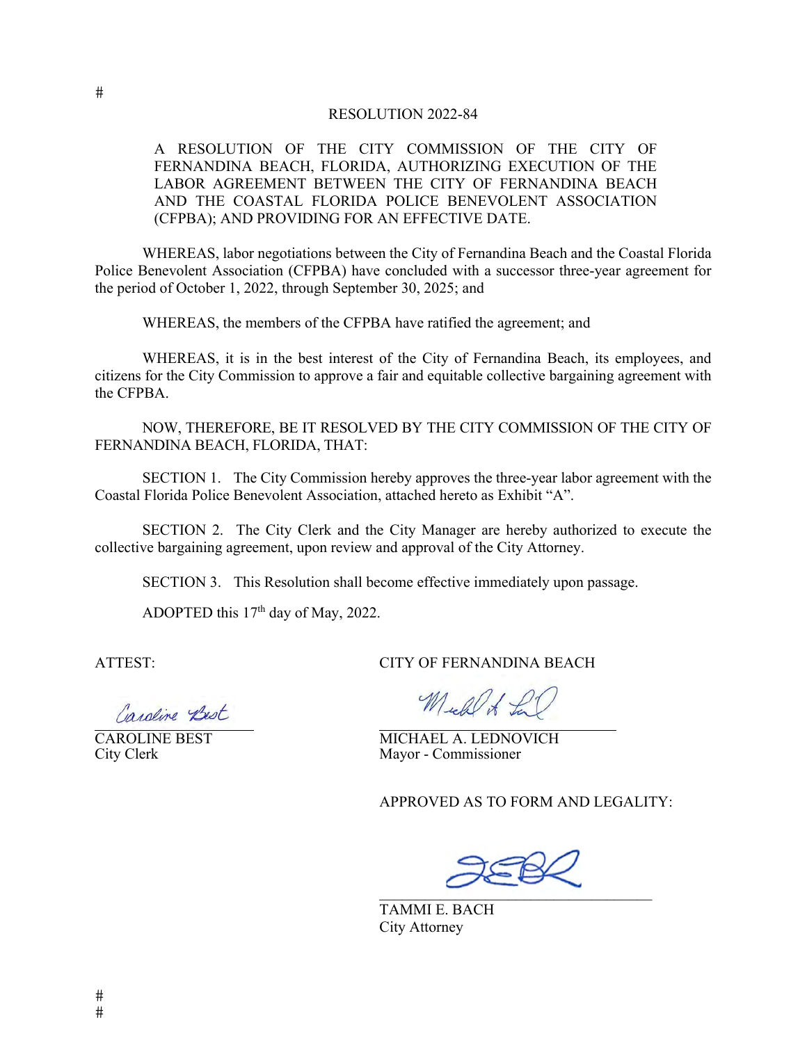#

RESOLUTION 2022-84

A RESOLUTION OF THE CITY COMMISSION OF THE CITY OF FERNANDINA BEACH, FLORIDA, AUTHORIZING EXECUTION OF THE LABOR AGREEMENT BETWEEN THE CITY OF FERNANDINA BEACH AND THE COASTAL FLORIDA POLICE BENEVOLENT ASSOCIATION (CFPBA); AND PROVIDING FOR AN EFFECTIVE DATE.

WHEREAS, labor negotiations between the City of Fernandina Beach and the Coastal Florida Police Benevolent Association (CFPBA) have concluded with a successor three-year agreement for the period of October 1, 2022, through September 30, 2025; and

WHEREAS, the members of the CFPBA have ratified the agreement; and

WHEREAS, it is in the best interest of the City of Fernandina Beach, its employees, and citizens for the City Commission to approve a fair and equitable collective bargaining agreement with the CFPBA.

NOW, THEREFORE, BE IT RESOLVED BY THE CITY COMMISSION OF THE CITY OF FERNANDINA BEACH, FLORIDA, THAT:

SECTION 1. The City Commission hereby approves the three-year labor agreement with the Coastal Florida Police Benevolent Association, attached hereto as Exhibit "A".

SECTION 2. The City Clerk and the City Manager are hereby authorized to execute the collective bargaining agreement, upon review and approval of the City Attorney.

SECTION 3. This Resolution shall become effective immediately upon passage.

ADOPTED this 17th day of May, 2022.

ATTEST:

CAROLINE BEST
City Clerk

CITY OF FERNANDINA BEACH

MICHAEL A. LEDNOVICH
Mayor - Commissioner

APPROVED AS TO FORM AND LEGALITY:

TAMMI E. BACH
City Attorney

#
#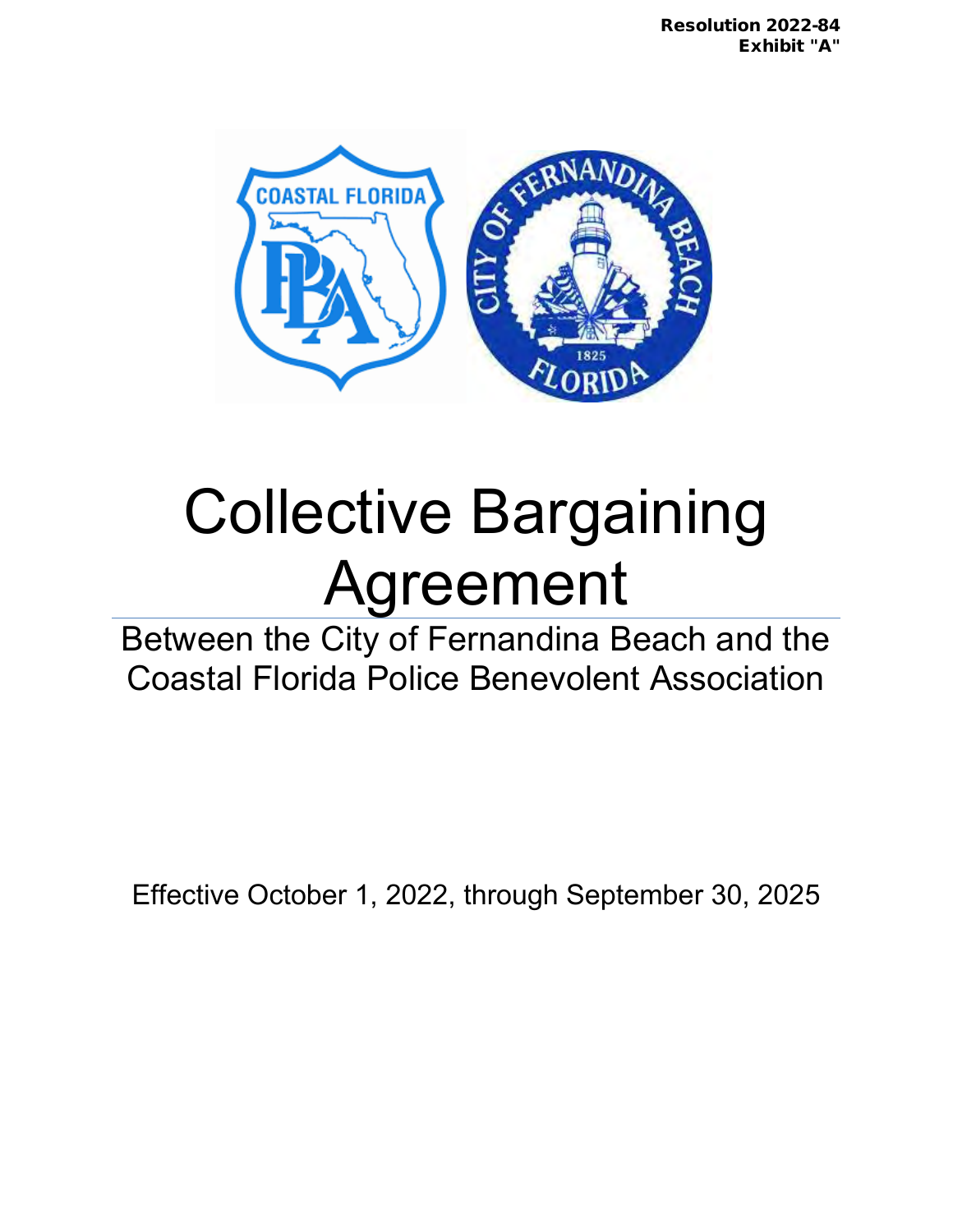Resolution 2022-84
Exhibit "A"

# Collective Bargaining Agreement

Between the City of Fernandina Beach and the Coastal Florida Police Benevolent Association

Effective October 1, 2022, through September 30, 2025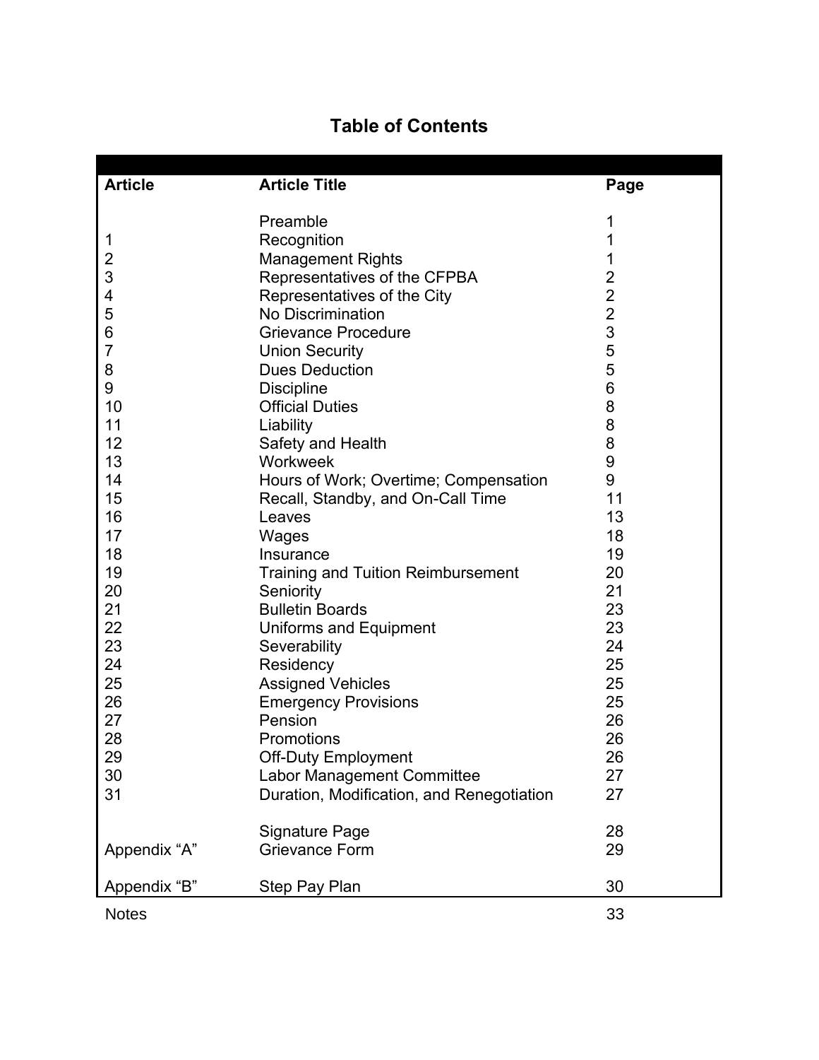# Table of Contents

| Article | Article Title | Page |
|---|---|---|
| | Preamble | 1 |
| 1 | Recognition | 1 |
| 2 | Management Rights | 1 |
| 3 | Representatives of the CFPBA | 2 |
| 4 | Representatives of the City | 2 |
| 5 | No Discrimination | 2 |
| 6 | Grievance Procedure | 3 |
| 7 | Union Security | 5 |
| 8 | Dues Deduction | 5 |
| 9 | Discipline | 6 |
| 10 | Official Duties | 8 |
| 11 | Liability | 8 |
| 12 | Safety and Health | 8 |
| 13 | Workweek | 9 |
| 14 | Hours of Work; Overtime; Compensation | 9 |
| 15 | Recall, Standby, and On-Call Time | 11 |
| 16 | Leaves | 13 |
| 17 | Wages | 18 |
| 18 | Insurance | 19 |
| 19 | Training and Tuition Reimbursement | 20 |
| 20 | Seniority | 21 |
| 21 | Bulletin Boards | 23 |
| 22 | Uniforms and Equipment | 23 |
| 23 | Severability | 24 |
| 24 | Residency | 25 |
| 25 | Assigned Vehicles | 25 |
| 26 | Emergency Provisions | 25 |
| 27 | Pension | 26 |
| 28 | Promotions | 26 |
| 29 | Off-Duty Employment | 26 |
| 30 | Labor Management Committee | 27 |
| 31 | Duration, Modification, and Renegotiation | 27 |
| | Signature Page | 28 |
| Appendix "A" | Grievance Form | 29 |
| Appendix "B" | Step Pay Plan | 30 |
| Notes | | 33 |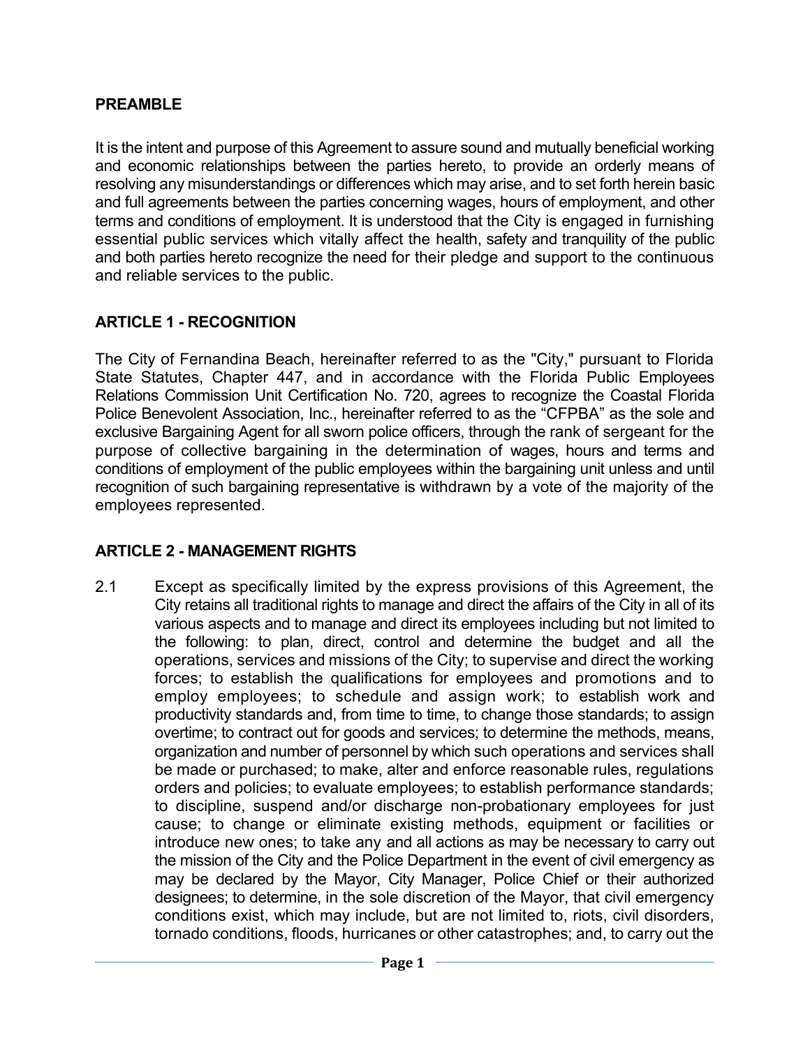## PREAMBLE

It is the intent and purpose of this Agreement to assure sound and mutually beneficial working and economic relationships between the parties hereto, to provide an orderly means of resolving any misunderstandings or differences which may arise, and to set forth herein basic and full agreements between the parties concerning wages, hours of employment, and other terms and conditions of employment. It is understood that the City is engaged in furnishing essential public services which vitally affect the health, safety and tranquility of the public and both parties hereto recognize the need for their pledge and support to the continuous and reliable services to the public.

## ARTICLE 1 - RECOGNITION

The City of Fernandina Beach, hereinafter referred to as the "City," pursuant to Florida State Statutes, Chapter 447, and in accordance with the Florida Public Employees Relations Commission Unit Certification No. 720, agrees to recognize the Coastal Florida Police Benevolent Association, Inc., hereinafter referred to as the "CFPBA" as the sole and exclusive Bargaining Agent for all sworn police officers, through the rank of sergeant for the purpose of collective bargaining in the determination of wages, hours and terms and conditions of employment of the public employees within the bargaining unit unless and until recognition of such bargaining representative is withdrawn by a vote of the majority of the employees represented.

## ARTICLE 2 - MANAGEMENT RIGHTS

2.1 Except as specifically limited by the express provisions of this Agreement, the City retains all traditional rights to manage and direct the affairs of the City in all of its various aspects and to manage and direct its employees including but not limited to the following: to plan, direct, control and determine the budget and all the operations, services and missions of the City; to supervise and direct the working forces; to establish the qualifications for employees and promotions and to employ employees; to schedule and assign work; to establish work and productivity standards and, from time to time, to change those standards; to assign overtime; to contract out for goods and services; to determine the methods, means, organization and number of personnel by which such operations and services shall be made or purchased; to make, alter and enforce reasonable rules, regulations orders and policies; to evaluate employees; to establish performance standards; to discipline, suspend and/or discharge non-probationary employees for just cause; to change or eliminate existing methods, equipment or facilities or introduce new ones; to take any and all actions as may be necessary to carry out the mission of the City and the Police Department in the event of civil emergency as may be declared by the Mayor, City Manager, Police Chief or their authorized designees; to determine, in the sole discretion of the Mayor, that civil emergency conditions exist, which may include, but are not limited to, riots, civil disorders, tornado conditions, floods, hurricanes or other catastrophes; and, to carry out the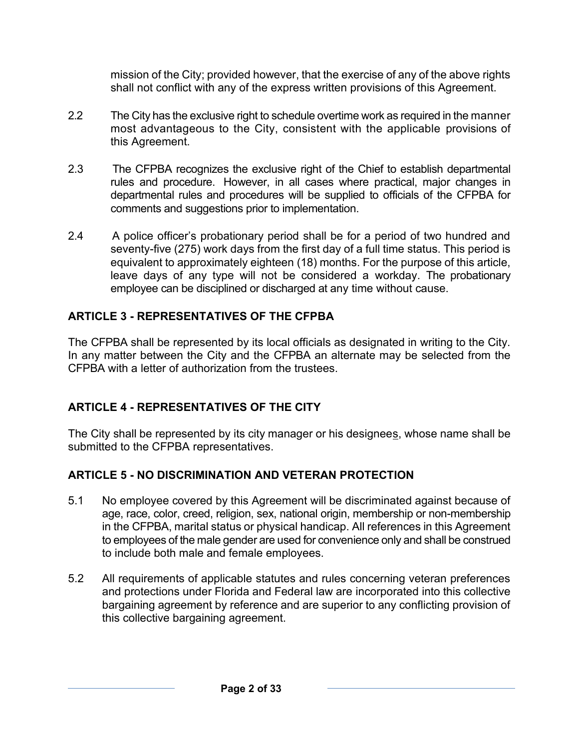mission of the City; provided however, that the exercise of any of the above rights shall not conflict with any of the express written provisions of this Agreement.

2.2 The City has the exclusive right to schedule overtime work as required in the manner most advantageous to the City, consistent with the applicable provisions of this Agreement.

2.3 The CFPBA recognizes the exclusive right of the Chief to establish departmental rules and procedure. However, in all cases where practical, major changes in departmental rules and procedures will be supplied to officials of the CFPBA for comments and suggestions prior to implementation.

2.4 A police officer's probationary period shall be for a period of two hundred and seventy-five (275) work days from the first day of a full time status. This period is equivalent to approximately eighteen (18) months. For the purpose of this article, leave days of any type will not be considered a workday. The probationary employee can be disciplined or discharged at any time without cause.

## ARTICLE 3 - REPRESENTATIVES OF THE CFPBA

The CFPBA shall be represented by its local officials as designated in writing to the City. In any matter between the City and the CFPBA an alternate may be selected from the CFPBA with a letter of authorization from the trustees.

## ARTICLE 4 - REPRESENTATIVES OF THE CITY

The City shall be represented by its city manager or his designees, whose name shall be submitted to the CFPBA representatives.

## ARTICLE 5 - NO DISCRIMINATION AND VETERAN PROTECTION

5.1 No employee covered by this Agreement will be discriminated against because of age, race, color, creed, religion, sex, national origin, membership or non-membership in the CFPBA, marital status or physical handicap. All references in this Agreement to employees of the male gender are used for convenience only and shall be construed to include both male and female employees.

5.2 All requirements of applicable statutes and rules concerning veteran preferences and protections under Florida and Federal law are incorporated into this collective bargaining agreement by reference and are superior to any conflicting provision of this collective bargaining agreement.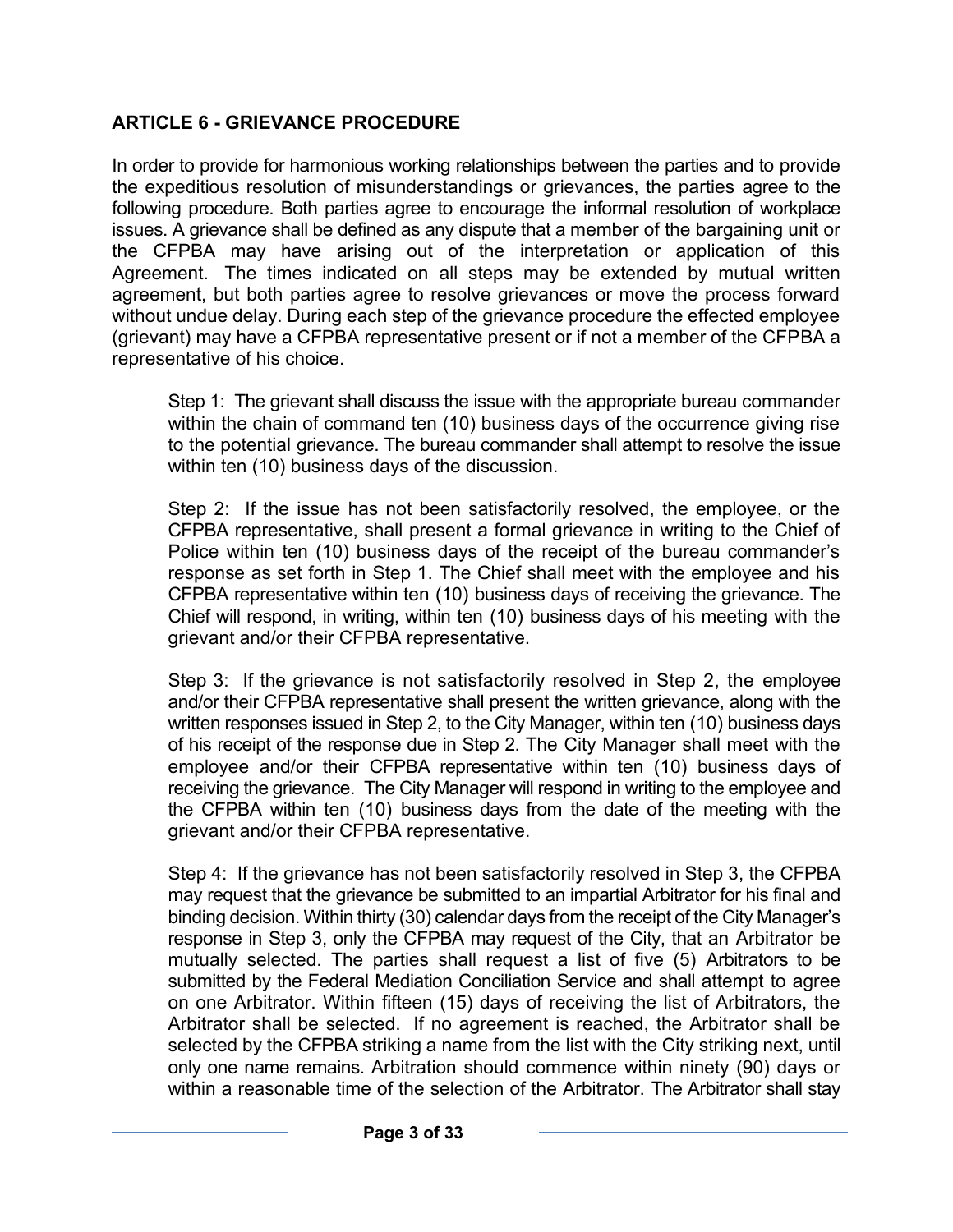## ARTICLE 6 - GRIEVANCE PROCEDURE

In order to provide for harmonious working relationships between the parties and to provide the expeditious resolution of misunderstandings or grievances, the parties agree to the following procedure. Both parties agree to encourage the informal resolution of workplace issues. A grievance shall be defined as any dispute that a member of the bargaining unit or the CFPBA may have arising out of the interpretation or application of this Agreement. The times indicated on all steps may be extended by mutual written agreement, but both parties agree to resolve grievances or move the process forward without undue delay. During each step of the grievance procedure the effected employee (grievant) may have a CFPBA representative present or if not a member of the CFPBA a representative of his choice.

Step 1: The grievant shall discuss the issue with the appropriate bureau commander within the chain of command ten (10) business days of the occurrence giving rise to the potential grievance. The bureau commander shall attempt to resolve the issue within ten (10) business days of the discussion.

Step 2: If the issue has not been satisfactorily resolved, the employee, or the CFPBA representative, shall present a formal grievance in writing to the Chief of Police within ten (10) business days of the receipt of the bureau commander's response as set forth in Step 1. The Chief shall meet with the employee and his CFPBA representative within ten (10) business days of receiving the grievance. The Chief will respond, in writing, within ten (10) business days of his meeting with the grievant and/or their CFPBA representative.

Step 3: If the grievance is not satisfactorily resolved in Step 2, the employee and/or their CFPBA representative shall present the written grievance, along with the written responses issued in Step 2, to the City Manager, within ten (10) business days of his receipt of the response due in Step 2. The City Manager shall meet with the employee and/or their CFPBA representative within ten (10) business days of receiving the grievance. The City Manager will respond in writing to the employee and the CFPBA within ten (10) business days from the date of the meeting with the grievant and/or their CFPBA representative.

Step 4: If the grievance has not been satisfactorily resolved in Step 3, the CFPBA may request that the grievance be submitted to an impartial Arbitrator for his final and binding decision. Within thirty (30) calendar days from the receipt of the City Manager's response in Step 3, only the CFPBA may request of the City, that an Arbitrator be mutually selected. The parties shall request a list of five (5) Arbitrators to be submitted by the Federal Mediation Conciliation Service and shall attempt to agree on one Arbitrator. Within fifteen (15) days of receiving the list of Arbitrators, the Arbitrator shall be selected. If no agreement is reached, the Arbitrator shall be selected by the CFPBA striking a name from the list with the City striking next, until only one name remains. Arbitration should commence within ninety (90) days or within a reasonable time of the selection of the Arbitrator. The Arbitrator shall stay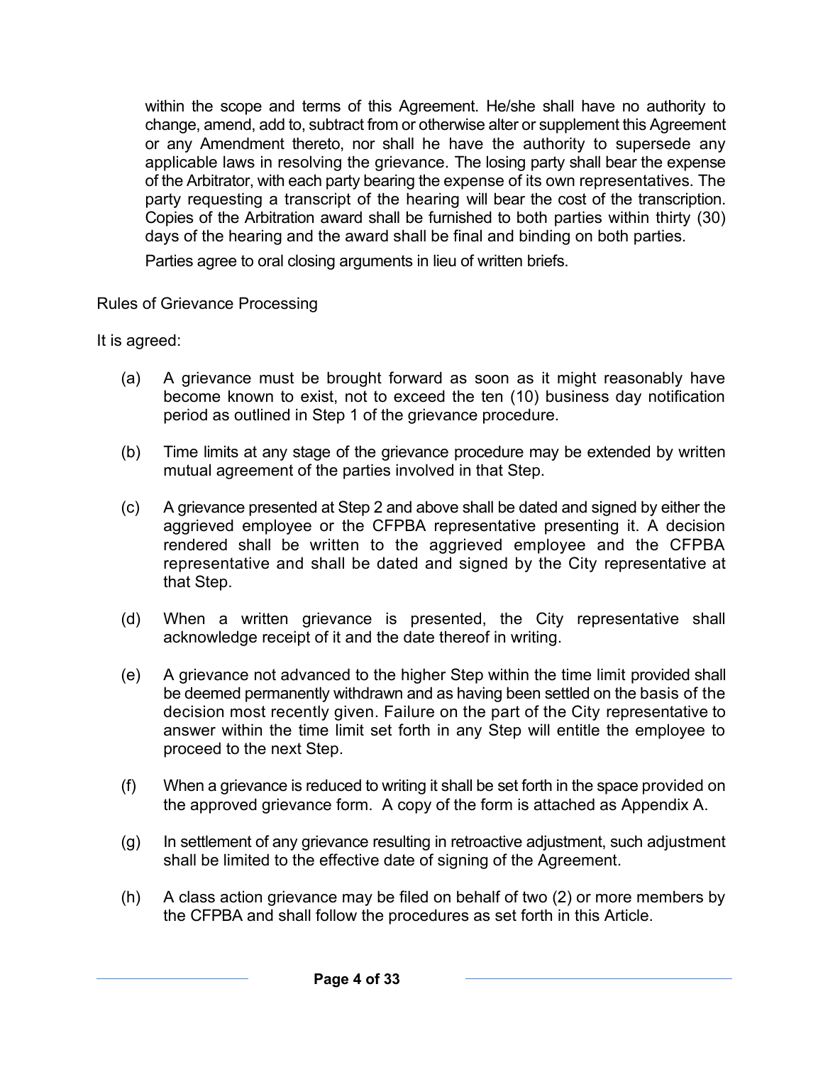within the scope and terms of this Agreement. He/she shall have no authority to change, amend, add to, subtract from or otherwise alter or supplement this Agreement or any Amendment thereto, nor shall he have the authority to supersede any applicable laws in resolving the grievance. The losing party shall bear the expense of the Arbitrator, with each party bearing the expense of its own representatives. The party requesting a transcript of the hearing will bear the cost of the transcription. Copies of the Arbitration award shall be furnished to both parties within thirty (30) days of the hearing and the award shall be final and binding on both parties.

Parties agree to oral closing arguments in lieu of written briefs.

Rules of Grievance Processing

It is agreed:

(a) A grievance must be brought forward as soon as it might reasonably have become known to exist, not to exceed the ten (10) business day notification period as outlined in Step 1 of the grievance procedure.

(b) Time limits at any stage of the grievance procedure may be extended by written mutual agreement of the parties involved in that Step.

(c) A grievance presented at Step 2 and above shall be dated and signed by either the aggrieved employee or the CFPBA representative presenting it. A decision rendered shall be written to the aggrieved employee and the CFPBA representative and shall be dated and signed by the City representative at that Step.

(d) When a written grievance is presented, the City representative shall acknowledge receipt of it and the date thereof in writing.

(e) A grievance not advanced to the higher Step within the time limit provided shall be deemed permanently withdrawn and as having been settled on the basis of the decision most recently given. Failure on the part of the City representative to answer within the time limit set forth in any Step will entitle the employee to proceed to the next Step.

(f) When a grievance is reduced to writing it shall be set forth in the space provided on the approved grievance form. A copy of the form is attached as Appendix A.

(g) In settlement of any grievance resulting in retroactive adjustment, such adjustment shall be limited to the effective date of signing of the Agreement.

(h) A class action grievance may be filed on behalf of two (2) or more members by the CFPBA and shall follow the procedures as set forth in this Article.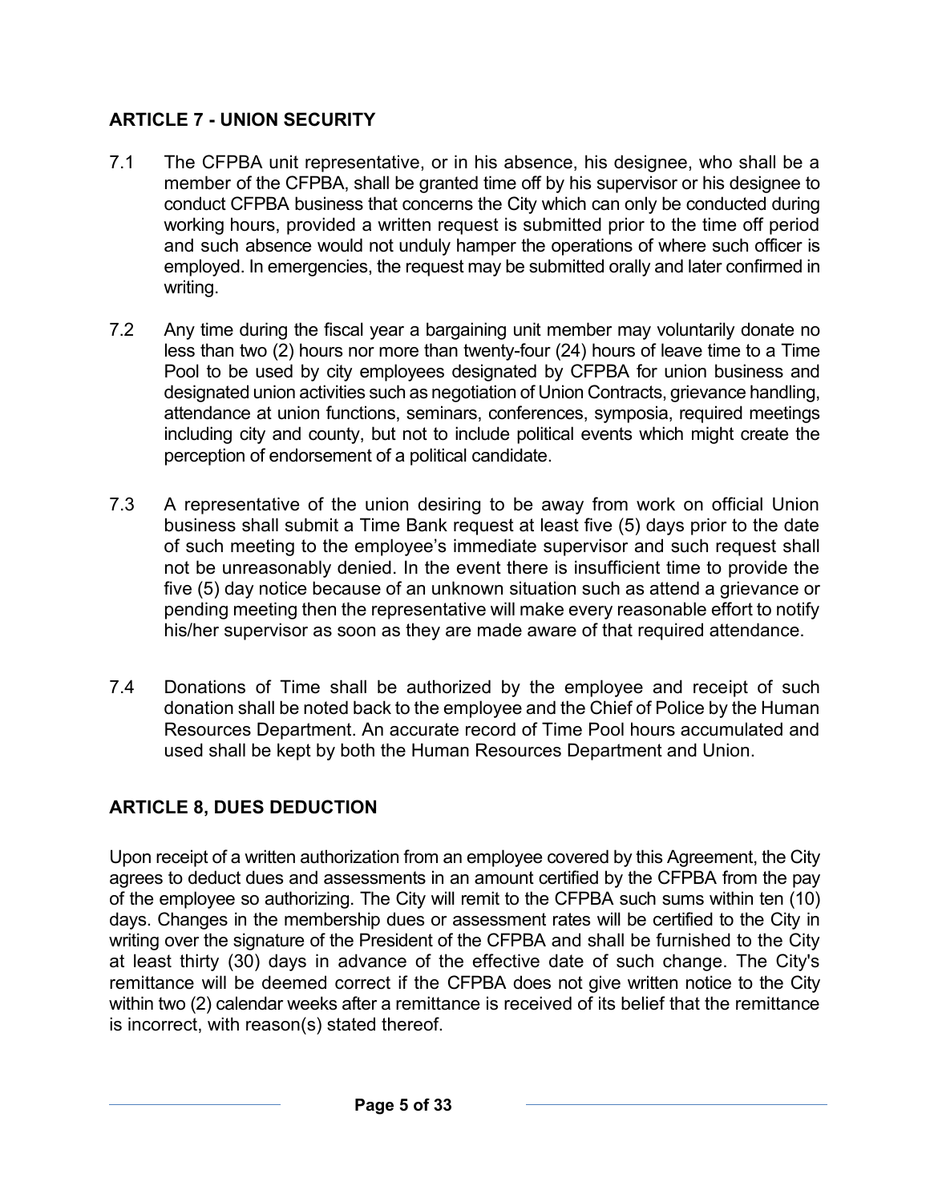## ARTICLE 7 - UNION SECURITY

7.1 The CFPBA unit representative, or in his absence, his designee, who shall be a member of the CFPBA, shall be granted time off by his supervisor or his designee to conduct CFPBA business that concerns the City which can only be conducted during working hours, provided a written request is submitted prior to the time off period and such absence would not unduly hamper the operations of where such officer is employed. In emergencies, the request may be submitted orally and later confirmed in writing.

7.2 Any time during the fiscal year a bargaining unit member may voluntarily donate no less than two (2) hours nor more than twenty-four (24) hours of leave time to a Time Pool to be used by city employees designated by CFPBA for union business and designated union activities such as negotiation of Union Contracts, grievance handling, attendance at union functions, seminars, conferences, symposia, required meetings including city and county, but not to include political events which might create the perception of endorsement of a political candidate.

7.3 A representative of the union desiring to be away from work on official Union business shall submit a Time Bank request at least five (5) days prior to the date of such meeting to the employee's immediate supervisor and such request shall not be unreasonably denied. In the event there is insufficient time to provide the five (5) day notice because of an unknown situation such as attend a grievance or pending meeting then the representative will make every reasonable effort to notify his/her supervisor as soon as they are made aware of that required attendance.

7.4 Donations of Time shall be authorized by the employee and receipt of such donation shall be noted back to the employee and the Chief of Police by the Human Resources Department. An accurate record of Time Pool hours accumulated and used shall be kept by both the Human Resources Department and Union.

## ARTICLE 8, DUES DEDUCTION

Upon receipt of a written authorization from an employee covered by this Agreement, the City agrees to deduct dues and assessments in an amount certified by the CFPBA from the pay of the employee so authorizing. The City will remit to the CFPBA such sums within ten (10) days. Changes in the membership dues or assessment rates will be certified to the City in writing over the signature of the President of the CFPBA and shall be furnished to the City at least thirty (30) days in advance of the effective date of such change. The City's remittance will be deemed correct if the CFPBA does not give written notice to the City within two (2) calendar weeks after a remittance is received of its belief that the remittance is incorrect, with reason(s) stated thereof.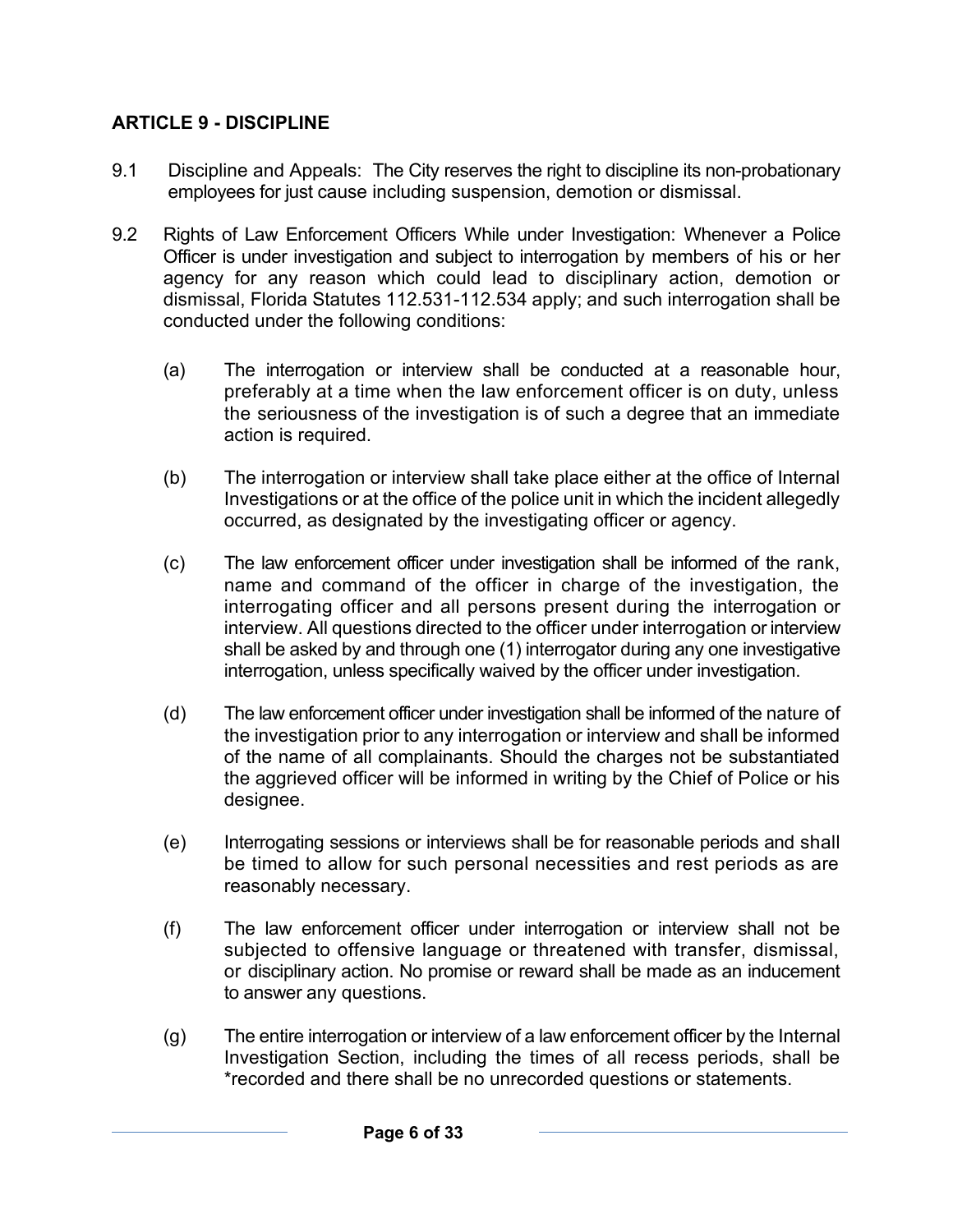## ARTICLE 9 - DISCIPLINE

9.1 Discipline and Appeals: The City reserves the right to discipline its non-probationary employees for just cause including suspension, demotion or dismissal.

9.2 Rights of Law Enforcement Officers While under Investigation: Whenever a Police Officer is under investigation and subject to interrogation by members of his or her agency for any reason which could lead to disciplinary action, demotion or dismissal, Florida Statutes 112.531-112.534 apply; and such interrogation shall be conducted under the following conditions:

(a) The interrogation or interview shall be conducted at a reasonable hour, preferably at a time when the law enforcement officer is on duty, unless the seriousness of the investigation is of such a degree that an immediate action is required.

(b) The interrogation or interview shall take place either at the office of Internal Investigations or at the office of the police unit in which the incident allegedly occurred, as designated by the investigating officer or agency.

(c) The law enforcement officer under investigation shall be informed of the rank, name and command of the officer in charge of the investigation, the interrogating officer and all persons present during the interrogation or interview. All questions directed to the officer under interrogation or interview shall be asked by and through one (1) interrogator during any one investigative interrogation, unless specifically waived by the officer under investigation.

(d) The law enforcement officer under investigation shall be informed of the nature of the investigation prior to any interrogation or interview and shall be informed of the name of all complainants. Should the charges not be substantiated the aggrieved officer will be informed in writing by the Chief of Police or his designee.

(e) Interrogating sessions or interviews shall be for reasonable periods and shall be timed to allow for such personal necessities and rest periods as are reasonably necessary.

(f) The law enforcement officer under interrogation or interview shall not be subjected to offensive language or threatened with transfer, dismissal, or disciplinary action. No promise or reward shall be made as an inducement to answer any questions.

(g) The entire interrogation or interview of a law enforcement officer by the Internal Investigation Section, including the times of all recess periods, shall be *recorded and there shall be no unrecorded questions or statements.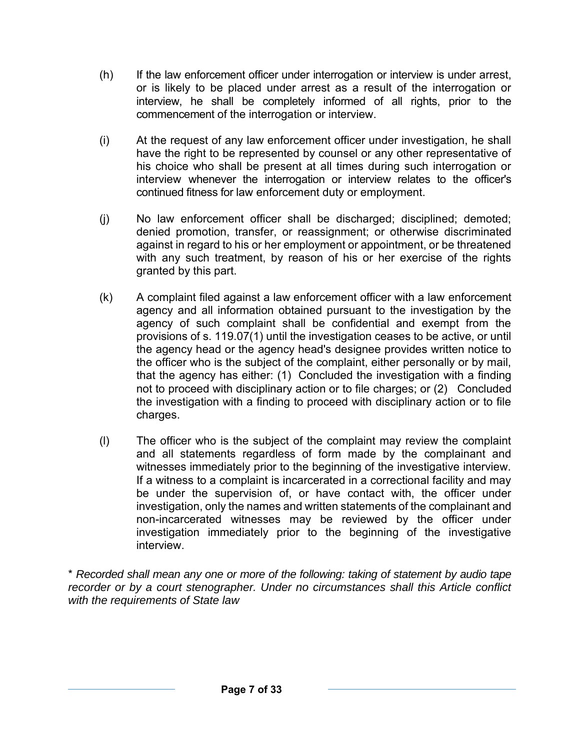(h) If the law enforcement officer under interrogation or interview is under arrest, or is likely to be placed under arrest as a result of the interrogation or interview, he shall be completely informed of all rights, prior to the commencement of the interrogation or interview.

(i) At the request of any law enforcement officer under investigation, he shall have the right to be represented by counsel or any other representative of his choice who shall be present at all times during such interrogation or interview whenever the interrogation or interview relates to the officer's continued fitness for law enforcement duty or employment.

(j) No law enforcement officer shall be discharged; disciplined; demoted; denied promotion, transfer, or reassignment; or otherwise discriminated against in regard to his or her employment or appointment, or be threatened with any such treatment, by reason of his or her exercise of the rights granted by this part.

(k) A complaint filed against a law enforcement officer with a law enforcement agency and all information obtained pursuant to the investigation by the agency of such complaint shall be confidential and exempt from the provisions of s. 119.07(1) until the investigation ceases to be active, or until the agency head or the agency head's designee provides written notice to the officer who is the subject of the complaint, either personally or by mail, that the agency has either: (1) Concluded the investigation with a finding not to proceed with disciplinary action or to file charges; or (2) Concluded the investigation with a finding to proceed with disciplinary action or to file charges.

(l) The officer who is the subject of the complaint may review the complaint and all statements regardless of form made by the complainant and witnesses immediately prior to the beginning of the investigative interview. If a witness to a complaint is incarcerated in a correctional facility and may be under the supervision of, or have contact with, the officer under investigation, only the names and written statements of the complainant and non-incarcerated witnesses may be reviewed by the officer under investigation immediately prior to the beginning of the investigative interview.

*\* Recorded shall mean any one or more of the following: taking of statement by audio tape recorder or by a court stenographer. Under no circumstances shall this Article conflict with the requirements of State law*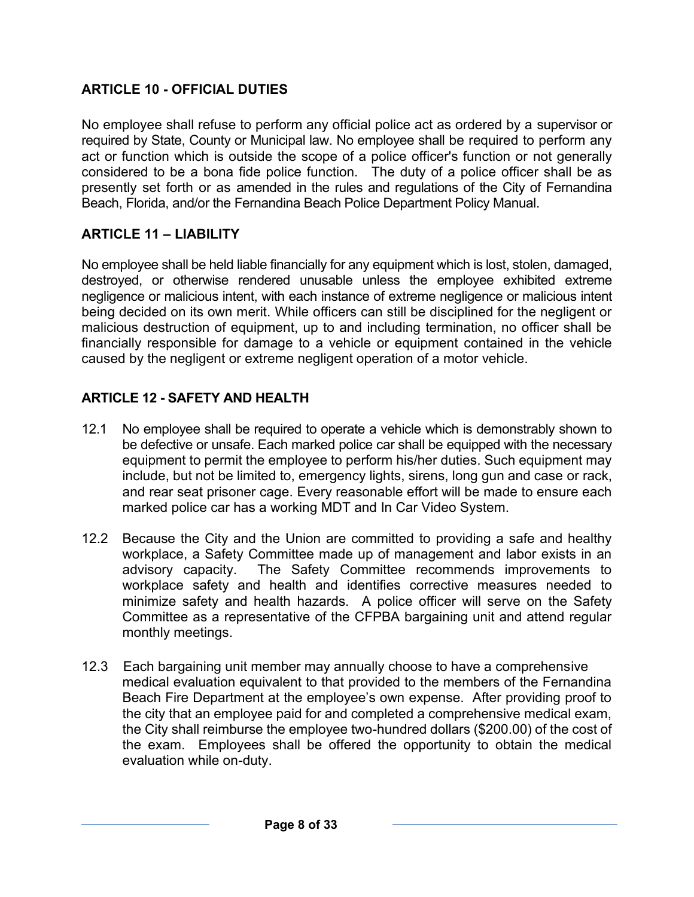## ARTICLE 10 - OFFICIAL DUTIES

No employee shall refuse to perform any official police act as ordered by a supervisor or required by State, County or Municipal law. No employee shall be required to perform any act or function which is outside the scope of a police officer's function or not generally considered to be a bona fide police function. The duty of a police officer shall be as presently set forth or as amended in the rules and regulations of the City of Fernandina Beach, Florida, and/or the Fernandina Beach Police Department Policy Manual.

## ARTICLE 11 – LIABILITY

No employee shall be held liable financially for any equipment which is lost, stolen, damaged, destroyed, or otherwise rendered unusable unless the employee exhibited extreme negligence or malicious intent, with each instance of extreme negligence or malicious intent being decided on its own merit. While officers can still be disciplined for the negligent or malicious destruction of equipment, up to and including termination, no officer shall be financially responsible for damage to a vehicle or equipment contained in the vehicle caused by the negligent or extreme negligent operation of a motor vehicle.

## ARTICLE 12 - SAFETY AND HEALTH

12.1 No employee shall be required to operate a vehicle which is demonstrably shown to be defective or unsafe. Each marked police car shall be equipped with the necessary equipment to permit the employee to perform his/her duties. Such equipment may include, but not be limited to, emergency lights, sirens, long gun and case or rack, and rear seat prisoner cage. Every reasonable effort will be made to ensure each marked police car has a working MDT and In Car Video System.

12.2 Because the City and the Union are committed to providing a safe and healthy workplace, a Safety Committee made up of management and labor exists in an advisory capacity. The Safety Committee recommends improvements to workplace safety and health and identifies corrective measures needed to minimize safety and health hazards. A police officer will serve on the Safety Committee as a representative of the CFPBA bargaining unit and attend regular monthly meetings.

12.3 Each bargaining unit member may annually choose to have a comprehensive medical evaluation equivalent to that provided to the members of the Fernandina Beach Fire Department at the employee's own expense. After providing proof to the city that an employee paid for and completed a comprehensive medical exam, the City shall reimburse the employee two-hundred dollars ($200.00) of the cost of the exam. Employees shall be offered the opportunity to obtain the medical evaluation while on-duty.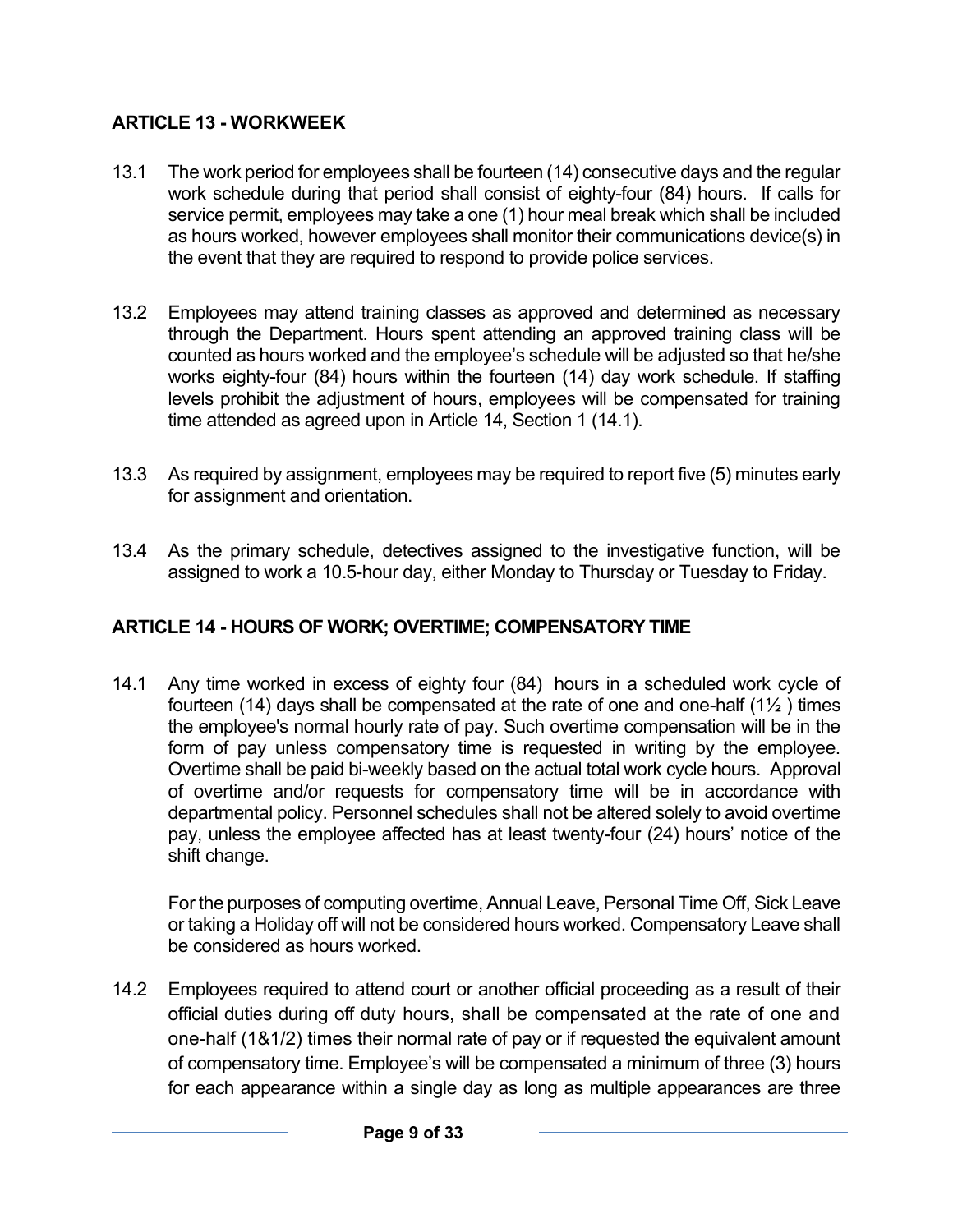## ARTICLE 13 - WORKWEEK

13.1 The work period for employees shall be fourteen (14) consecutive days and the regular work schedule during that period shall consist of eighty-four (84) hours. If calls for service permit, employees may take a one (1) hour meal break which shall be included as hours worked, however employees shall monitor their communications device(s) in the event that they are required to respond to provide police services.

13.2 Employees may attend training classes as approved and determined as necessary through the Department. Hours spent attending an approved training class will be counted as hours worked and the employee's schedule will be adjusted so that he/she works eighty-four (84) hours within the fourteen (14) day work schedule. If staffing levels prohibit the adjustment of hours, employees will be compensated for training time attended as agreed upon in Article 14, Section 1 (14.1).

13.3 As required by assignment, employees may be required to report five (5) minutes early for assignment and orientation.

13.4 As the primary schedule, detectives assigned to the investigative function, will be assigned to work a 10.5-hour day, either Monday to Thursday or Tuesday to Friday.

## ARTICLE 14 - HOURS OF WORK; OVERTIME; COMPENSATORY TIME

14.1 Any time worked in excess of eighty four (84) hours in a scheduled work cycle of fourteen (14) days shall be compensated at the rate of one and one-half (1½ ) times the employee's normal hourly rate of pay. Such overtime compensation will be in the form of pay unless compensatory time is requested in writing by the employee. Overtime shall be paid bi-weekly based on the actual total work cycle hours. Approval of overtime and/or requests for compensatory time will be in accordance with departmental policy. Personnel schedules shall not be altered solely to avoid overtime pay, unless the employee affected has at least twenty-four (24) hours' notice of the shift change.

For the purposes of computing overtime, Annual Leave, Personal Time Off, Sick Leave or taking a Holiday off will not be considered hours worked. Compensatory Leave shall be considered as hours worked.

14.2 Employees required to attend court or another official proceeding as a result of their official duties during off duty hours, shall be compensated at the rate of one and one-half (1&1/2) times their normal rate of pay or if requested the equivalent amount of compensatory time. Employee's will be compensated a minimum of three (3) hours for each appearance within a single day as long as multiple appearances are three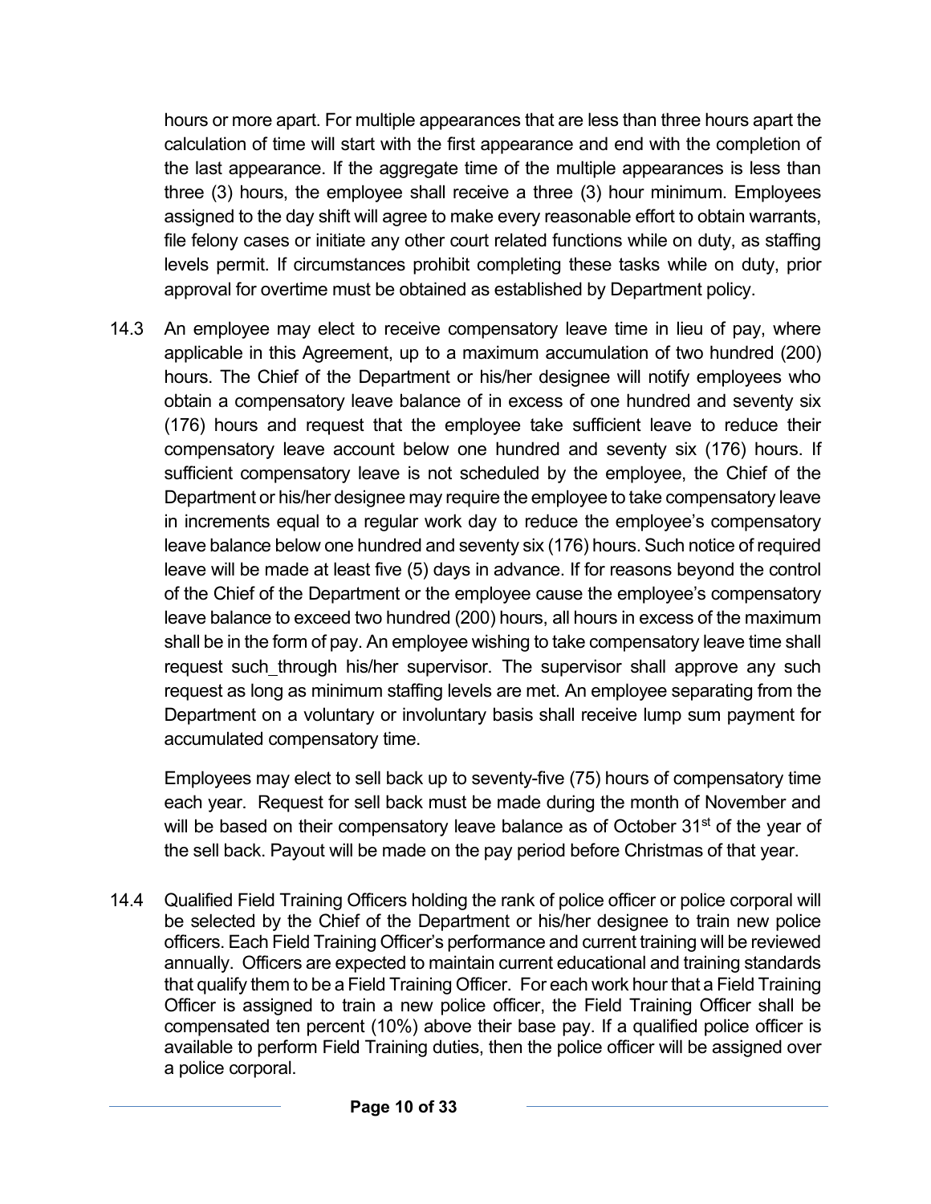hours or more apart. For multiple appearances that are less than three hours apart the calculation of time will start with the first appearance and end with the completion of the last appearance. If the aggregate time of the multiple appearances is less than three (3) hours, the employee shall receive a three (3) hour minimum. Employees assigned to the day shift will agree to make every reasonable effort to obtain warrants, file felony cases or initiate any other court related functions while on duty, as staffing levels permit. If circumstances prohibit completing these tasks while on duty, prior approval for overtime must be obtained as established by Department policy.

14.3 An employee may elect to receive compensatory leave time in lieu of pay, where applicable in this Agreement, up to a maximum accumulation of two hundred (200) hours. The Chief of the Department or his/her designee will notify employees who obtain a compensatory leave balance of in excess of one hundred and seventy six (176) hours and request that the employee take sufficient leave to reduce their compensatory leave account below one hundred and seventy six (176) hours. If sufficient compensatory leave is not scheduled by the employee, the Chief of the Department or his/her designee may require the employee to take compensatory leave in increments equal to a regular work day to reduce the employee's compensatory leave balance below one hundred and seventy six (176) hours. Such notice of required leave will be made at least five (5) days in advance. If for reasons beyond the control of the Chief of the Department or the employee cause the employee's compensatory leave balance to exceed two hundred (200) hours, all hours in excess of the maximum shall be in the form of pay. An employee wishing to take compensatory leave time shall request such_through his/her supervisor. The supervisor shall approve any such request as long as minimum staffing levels are met. An employee separating from the Department on a voluntary or involuntary basis shall receive lump sum payment for accumulated compensatory time.

Employees may elect to sell back up to seventy-five (75) hours of compensatory time each year. Request for sell back must be made during the month of November and will be based on their compensatory leave balance as of October 31st of the year of the sell back. Payout will be made on the pay period before Christmas of that year.

14.4 Qualified Field Training Officers holding the rank of police officer or police corporal will be selected by the Chief of the Department or his/her designee to train new police officers. Each Field Training Officer's performance and current training will be reviewed annually. Officers are expected to maintain current educational and training standards that qualify them to be a Field Training Officer. For each work hour that a Field Training Officer is assigned to train a new police officer, the Field Training Officer shall be compensated ten percent (10%) above their base pay. If a qualified police officer is available to perform Field Training duties, then the police officer will be assigned over a police corporal.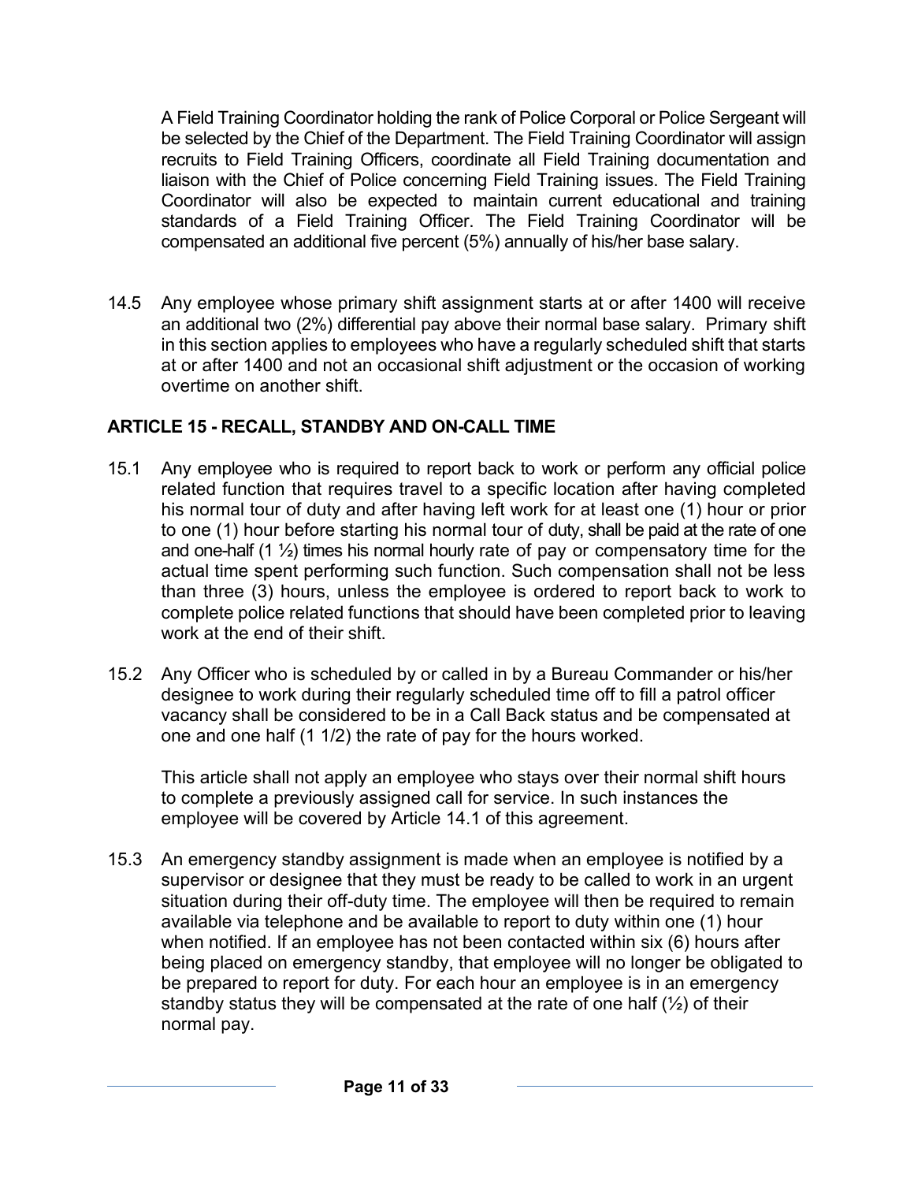A Field Training Coordinator holding the rank of Police Corporal or Police Sergeant will be selected by the Chief of the Department. The Field Training Coordinator will assign recruits to Field Training Officers, coordinate all Field Training documentation and liaison with the Chief of Police concerning Field Training issues. The Field Training Coordinator will also be expected to maintain current educational and training standards of a Field Training Officer. The Field Training Coordinator will be compensated an additional five percent (5%) annually of his/her base salary.

14.5 Any employee whose primary shift assignment starts at or after 1400 will receive an additional two (2%) differential pay above their normal base salary. Primary shift in this section applies to employees who have a regularly scheduled shift that starts at or after 1400 and not an occasional shift adjustment or the occasion of working overtime on another shift.

## ARTICLE 15 - RECALL, STANDBY AND ON-CALL TIME

15.1 Any employee who is required to report back to work or perform any official police related function that requires travel to a specific location after having completed his normal tour of duty and after having left work for at least one (1) hour or prior to one (1) hour before starting his normal tour of duty, shall be paid at the rate of one and one-half (1 ½) times his normal hourly rate of pay or compensatory time for the actual time spent performing such function. Such compensation shall not be less than three (3) hours, unless the employee is ordered to report back to work to complete police related functions that should have been completed prior to leaving work at the end of their shift.

15.2 Any Officer who is scheduled by or called in by a Bureau Commander or his/her designee to work during their regularly scheduled time off to fill a patrol officer vacancy shall be considered to be in a Call Back status and be compensated at one and one half (1 1/2) the rate of pay for the hours worked.

This article shall not apply an employee who stays over their normal shift hours to complete a previously assigned call for service. In such instances the employee will be covered by Article 14.1 of this agreement.

15.3 An emergency standby assignment is made when an employee is notified by a supervisor or designee that they must be ready to be called to work in an urgent situation during their off-duty time. The employee will then be required to remain available via telephone and be available to report to duty within one (1) hour when notified. If an employee has not been contacted within six (6) hours after being placed on emergency standby, that employee will no longer be obligated to be prepared to report for duty. For each hour an employee is in an emergency standby status they will be compensated at the rate of one half (½) of their normal pay.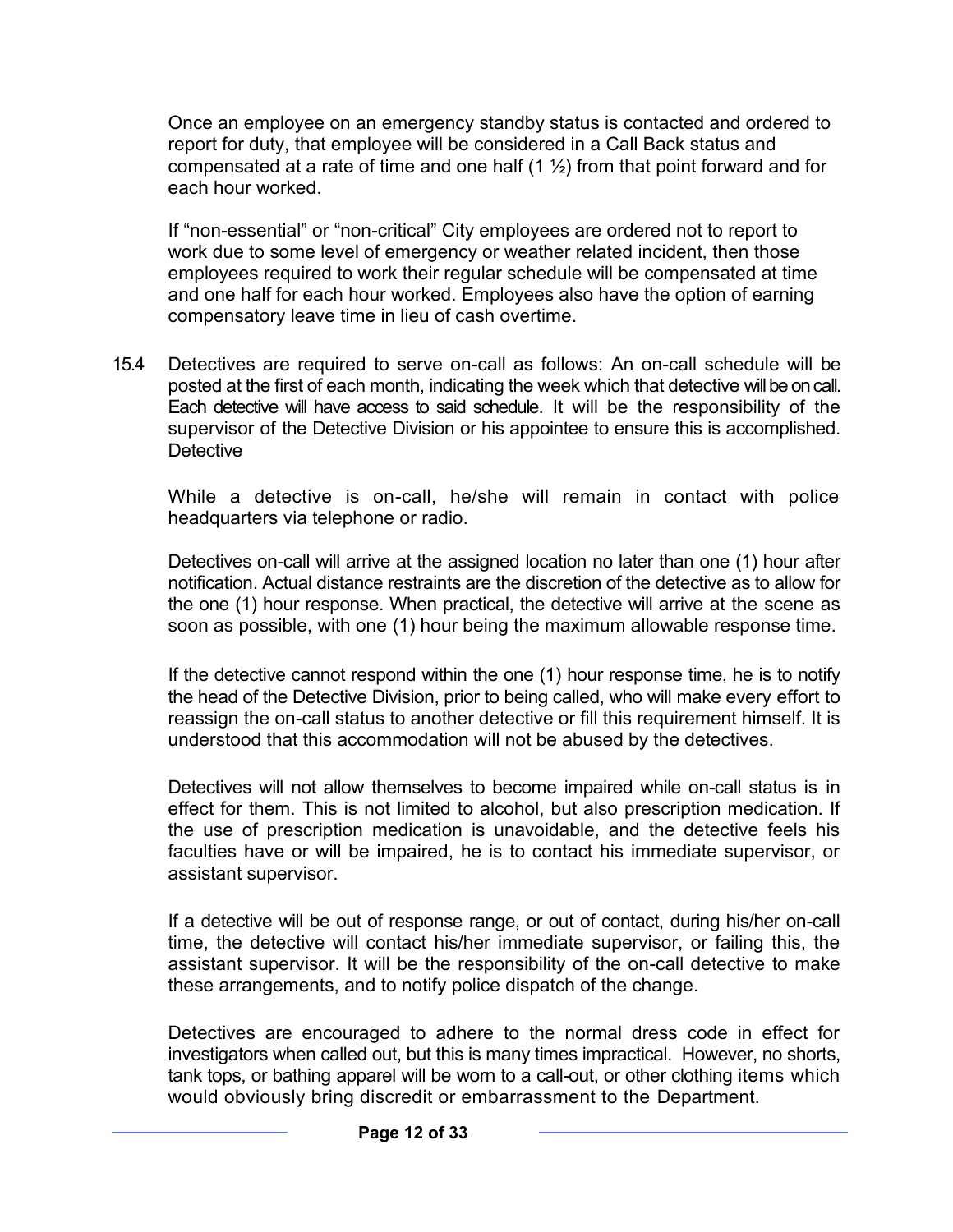Once an employee on an emergency standby status is contacted and ordered to report for duty, that employee will be considered in a Call Back status and compensated at a rate of time and one half (1 ½) from that point forward and for each hour worked.

If "non-essential" or "non-critical" City employees are ordered not to report to work due to some level of emergency or weather related incident, then those employees required to work their regular schedule will be compensated at time and one half for each hour worked. Employees also have the option of earning compensatory leave time in lieu of cash overtime.

15.4 Detectives are required to serve on-call as follows: An on-call schedule will be posted at the first of each month, indicating the week which that detective will be on call. Each detective will have access to said schedule. It will be the responsibility of the supervisor of the Detective Division or his appointee to ensure this is accomplished. Detective

While a detective is on-call, he/she will remain in contact with police headquarters via telephone or radio.

Detectives on-call will arrive at the assigned location no later than one (1) hour after notification. Actual distance restraints are the discretion of the detective as to allow for the one (1) hour response. When practical, the detective will arrive at the scene as soon as possible, with one (1) hour being the maximum allowable response time.

If the detective cannot respond within the one (1) hour response time, he is to notify the head of the Detective Division, prior to being called, who will make every effort to reassign the on-call status to another detective or fill this requirement himself. It is understood that this accommodation will not be abused by the detectives.

Detectives will not allow themselves to become impaired while on-call status is in effect for them. This is not limited to alcohol, but also prescription medication. If the use of prescription medication is unavoidable, and the detective feels his faculties have or will be impaired, he is to contact his immediate supervisor, or assistant supervisor.

If a detective will be out of response range, or out of contact, during his/her on-call time, the detective will contact his/her immediate supervisor, or failing this, the assistant supervisor. It will be the responsibility of the on-call detective to make these arrangements, and to notify police dispatch of the change.

Detectives are encouraged to adhere to the normal dress code in effect for investigators when called out, but this is many times impractical. However, no shorts, tank tops, or bathing apparel will be worn to a call-out, or other clothing items which would obviously bring discredit or embarrassment to the Department.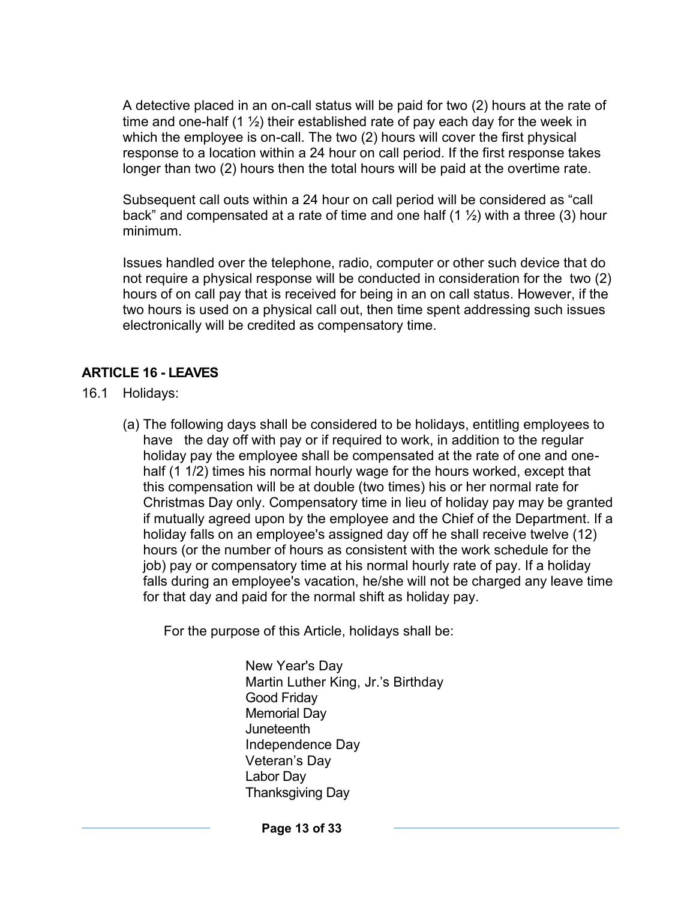A detective placed in an on-call status will be paid for two (2) hours at the rate of time and one-half (1 ½) their established rate of pay each day for the week in which the employee is on-call. The two (2) hours will cover the first physical response to a location within a 24 hour on call period. If the first response takes longer than two (2) hours then the total hours will be paid at the overtime rate.

Subsequent call outs within a 24 hour on call period will be considered as "call back" and compensated at a rate of time and one half (1 ½) with a three (3) hour minimum.

Issues handled over the telephone, radio, computer or other such device that do not require a physical response will be conducted in consideration for the two (2) hours of on call pay that is received for being in an on call status. However, if the two hours is used on a physical call out, then time spent addressing such issues electronically will be credited as compensatory time.

## ARTICLE 16 - LEAVES

16.1 Holidays:

(a) The following days shall be considered to be holidays, entitling employees to have the day off with pay or if required to work, in addition to the regular holiday pay the employee shall be compensated at the rate of one and one-half (1 1/2) times his normal hourly wage for the hours worked, except that this compensation will be at double (two times) his or her normal rate for Christmas Day only. Compensatory time in lieu of holiday pay may be granted if mutually agreed upon by the employee and the Chief of the Department. If a holiday falls on an employee's assigned day off he shall receive twelve (12) hours (or the number of hours as consistent with the work schedule for the job) pay or compensatory time at his normal hourly rate of pay. If a holiday falls during an employee's vacation, he/she will not be charged any leave time for that day and paid for the normal shift as holiday pay.

For the purpose of this Article, holidays shall be:

New Year's Day
Martin Luther King, Jr.'s Birthday
Good Friday
Memorial Day
Juneteenth
Independence Day
Veteran's Day
Labor Day
Thanksgiving Day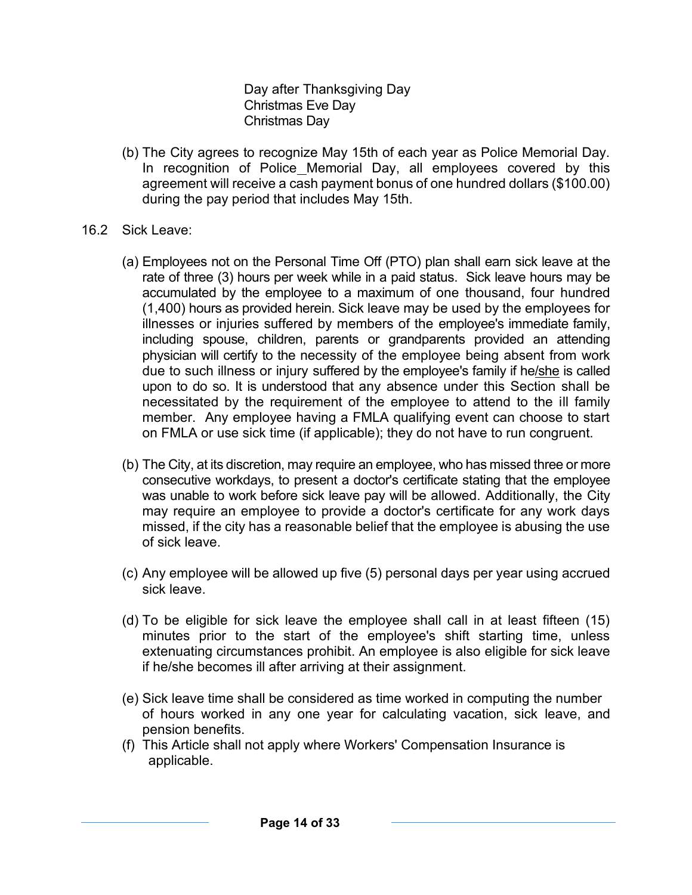Day after Thanksgiving Day
Christmas Eve Day
Christmas Day

(b) The City agrees to recognize May 15th of each year as Police Memorial Day. In recognition of Police_Memorial Day, all employees covered by this agreement will receive a cash payment bonus of one hundred dollars ($100.00) during the pay period that includes May 15th.

16.2 Sick Leave:

(a) Employees not on the Personal Time Off (PTO) plan shall earn sick leave at the rate of three (3) hours per week while in a paid status. Sick leave hours may be accumulated by the employee to a maximum of one thousand, four hundred (1,400) hours as provided herein. Sick leave may be used by the employees for illnesses or injuries suffered by members of the employee's immediate family, including spouse, children, parents or grandparents provided an attending physician will certify to the necessity of the employee being absent from work due to such illness or injury suffered by the employee's family if he/she is called upon to do so. It is understood that any absence under this Section shall be necessitated by the requirement of the employee to attend to the ill family member. Any employee having a FMLA qualifying event can choose to start on FMLA or use sick time (if applicable); they do not have to run congruent.

(b) The City, at its discretion, may require an employee, who has missed three or more consecutive workdays, to present a doctor's certificate stating that the employee was unable to work before sick leave pay will be allowed. Additionally, the City may require an employee to provide a doctor's certificate for any work days missed, if the city has a reasonable belief that the employee is abusing the use of sick leave.

(c) Any employee will be allowed up five (5) personal days per year using accrued sick leave.

(d) To be eligible for sick leave the employee shall call in at least fifteen (15) minutes prior to the start of the employee's shift starting time, unless extenuating circumstances prohibit. An employee is also eligible for sick leave if he/she becomes ill after arriving at their assignment.

(e) Sick leave time shall be considered as time worked in computing the number of hours worked in any one year for calculating vacation, sick leave, and pension benefits.

(f) This Article shall not apply where Workers' Compensation Insurance is applicable.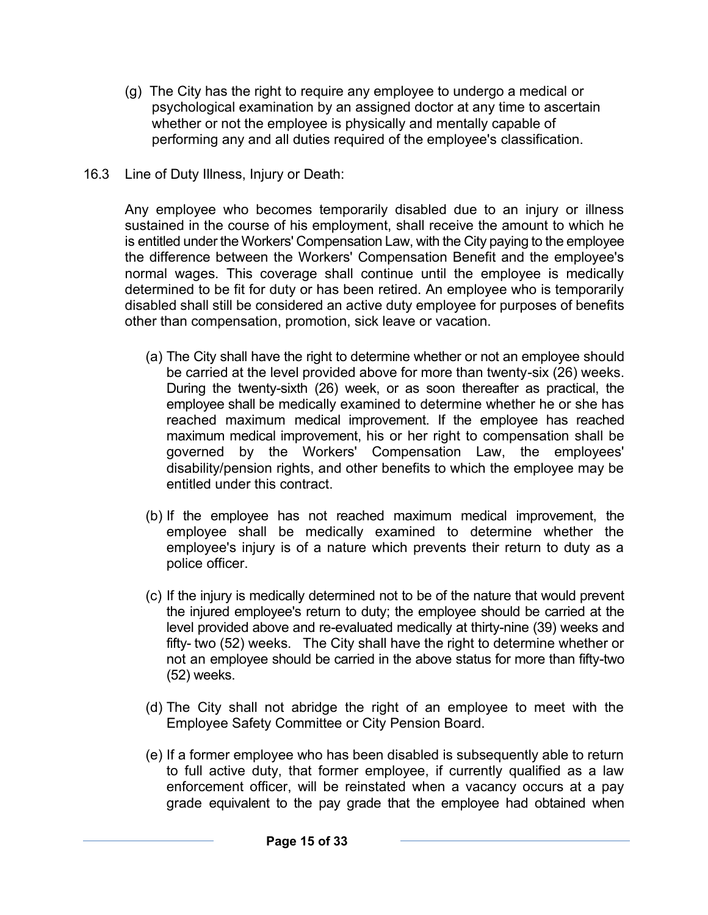(g) The City has the right to require any employee to undergo a medical or psychological examination by an assigned doctor at any time to ascertain whether or not the employee is physically and mentally capable of performing any and all duties required of the employee's classification.

16.3 Line of Duty Illness, Injury or Death:

Any employee who becomes temporarily disabled due to an injury or illness sustained in the course of his employment, shall receive the amount to which he is entitled under the Workers' Compensation Law, with the City paying to the employee the difference between the Workers' Compensation Benefit and the employee's normal wages. This coverage shall continue until the employee is medically determined to be fit for duty or has been retired. An employee who is temporarily disabled shall still be considered an active duty employee for purposes of benefits other than compensation, promotion, sick leave or vacation.

(a) The City shall have the right to determine whether or not an employee should be carried at the level provided above for more than twenty-six (26) weeks. During the twenty-sixth (26) week, or as soon thereafter as practical, the employee shall be medically examined to determine whether he or she has reached maximum medical improvement. If the employee has reached maximum medical improvement, his or her right to compensation shall be governed by the Workers' Compensation Law, the employees' disability/pension rights, and other benefits to which the employee may be entitled under this contract.

(b) If the employee has not reached maximum medical improvement, the employee shall be medically examined to determine whether the employee's injury is of a nature which prevents their return to duty as a police officer.

(c) If the injury is medically determined not to be of the nature that would prevent the injured employee's return to duty; the employee should be carried at the level provided above and re-evaluated medically at thirty-nine (39) weeks and fifty- two (52) weeks. The City shall have the right to determine whether or not an employee should be carried in the above status for more than fifty-two (52) weeks.

(d) The City shall not abridge the right of an employee to meet with the Employee Safety Committee or City Pension Board.

(e) If a former employee who has been disabled is subsequently able to return to full active duty, that former employee, if currently qualified as a law enforcement officer, will be reinstated when a vacancy occurs at a pay grade equivalent to the pay grade that the employee had obtained when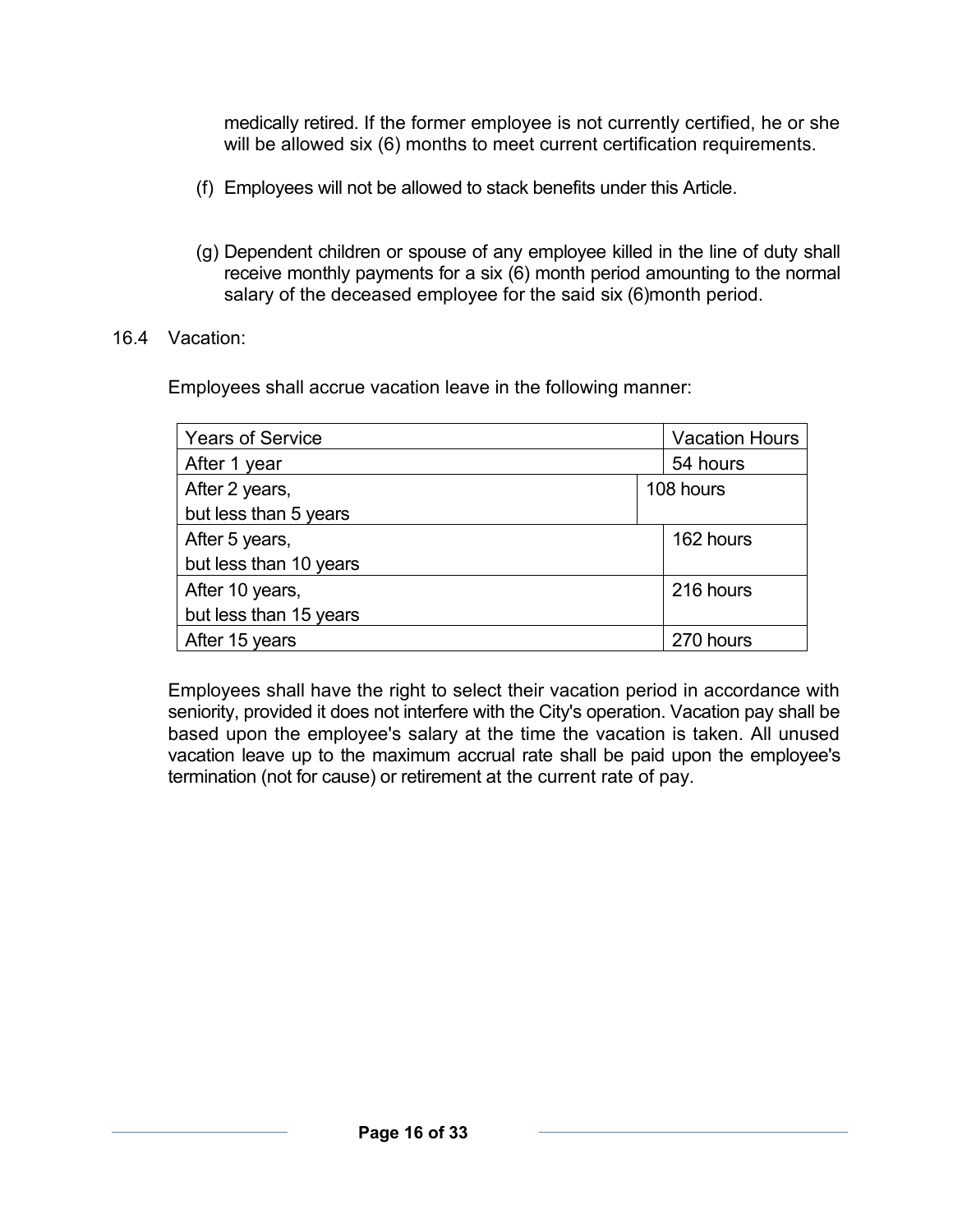medically retired. If the former employee is not currently certified, he or she will be allowed six (6) months to meet current certification requirements.

(f) Employees will not be allowed to stack benefits under this Article.

(g) Dependent children or spouse of any employee killed in the line of duty shall receive monthly payments for a six (6) month period amounting to the normal salary of the deceased employee for the said six (6)month period.

16.4 Vacation:

Employees shall accrue vacation leave in the following manner:

| Years of Service | Vacation Hours |
|---|---|
| After 1 year | 54 hours |
| After 2 years, but less than 5 years | 108 hours |
| After 5 years, but less than 10 years | 162 hours |
| After 10 years, but less than 15 years | 216 hours |
| After 15 years | 270 hours |

Employees shall have the right to select their vacation period in accordance with seniority, provided it does not interfere with the City's operation. Vacation pay shall be based upon the employee's salary at the time the vacation is taken. All unused vacation leave up to the maximum accrual rate shall be paid upon the employee's termination (not for cause) or retirement at the current rate of pay.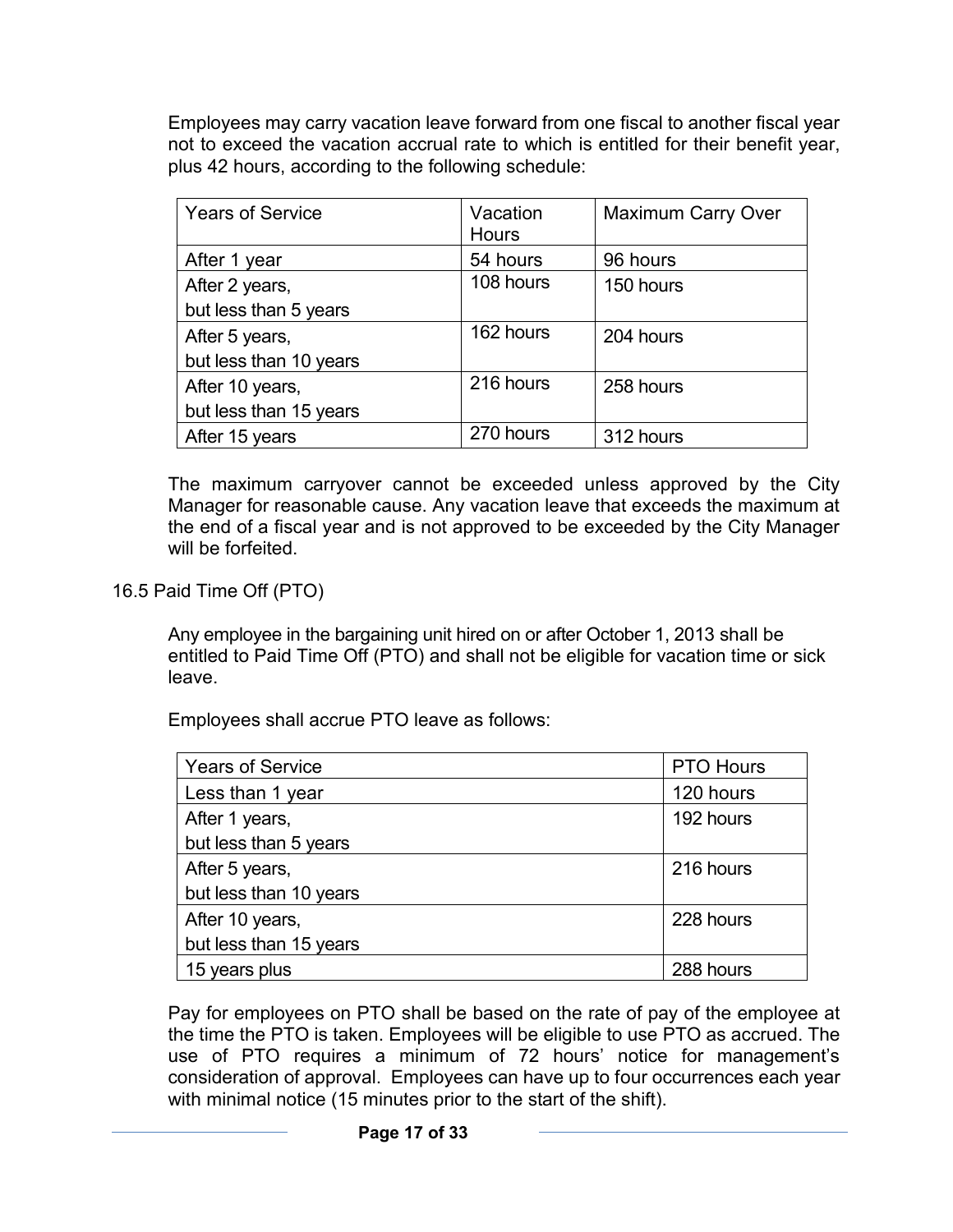Employees may carry vacation leave forward from one fiscal to another fiscal year not to exceed the vacation accrual rate to which is entitled for their benefit year, plus 42 hours, according to the following schedule:

| Years of Service | Vacation Hours | Maximum Carry Over |
|---|---|---|
| After 1 year | 54 hours | 96 hours |
| After 2 years, but less than 5 years | 108 hours | 150 hours |
| After 5 years, but less than 10 years | 162 hours | 204 hours |
| After 10 years, but less than 15 years | 216 hours | 258 hours |
| After 15 years | 270 hours | 312 hours |

The maximum carryover cannot be exceeded unless approved by the City Manager for reasonable cause. Any vacation leave that exceeds the maximum at the end of a fiscal year and is not approved to be exceeded by the City Manager will be forfeited.

16.5 Paid Time Off (PTO)

Any employee in the bargaining unit hired on or after October 1, 2013 shall be entitled to Paid Time Off (PTO) and shall not be eligible for vacation time or sick leave.

Employees shall accrue PTO leave as follows:

| Years of Service | PTO Hours |
|---|---|
| Less than 1 year | 120 hours |
| After 1 years, but less than 5 years | 192 hours |
| After 5 years, but less than 10 years | 216 hours |
| After 10 years, but less than 15 years | 228 hours |
| 15 years plus | 288 hours |

Pay for employees on PTO shall be based on the rate of pay of the employee at the time the PTO is taken. Employees will be eligible to use PTO as accrued. The use of PTO requires a minimum of 72 hours' notice for management's consideration of approval. Employees can have up to four occurrences each year with minimal notice (15 minutes prior to the start of the shift).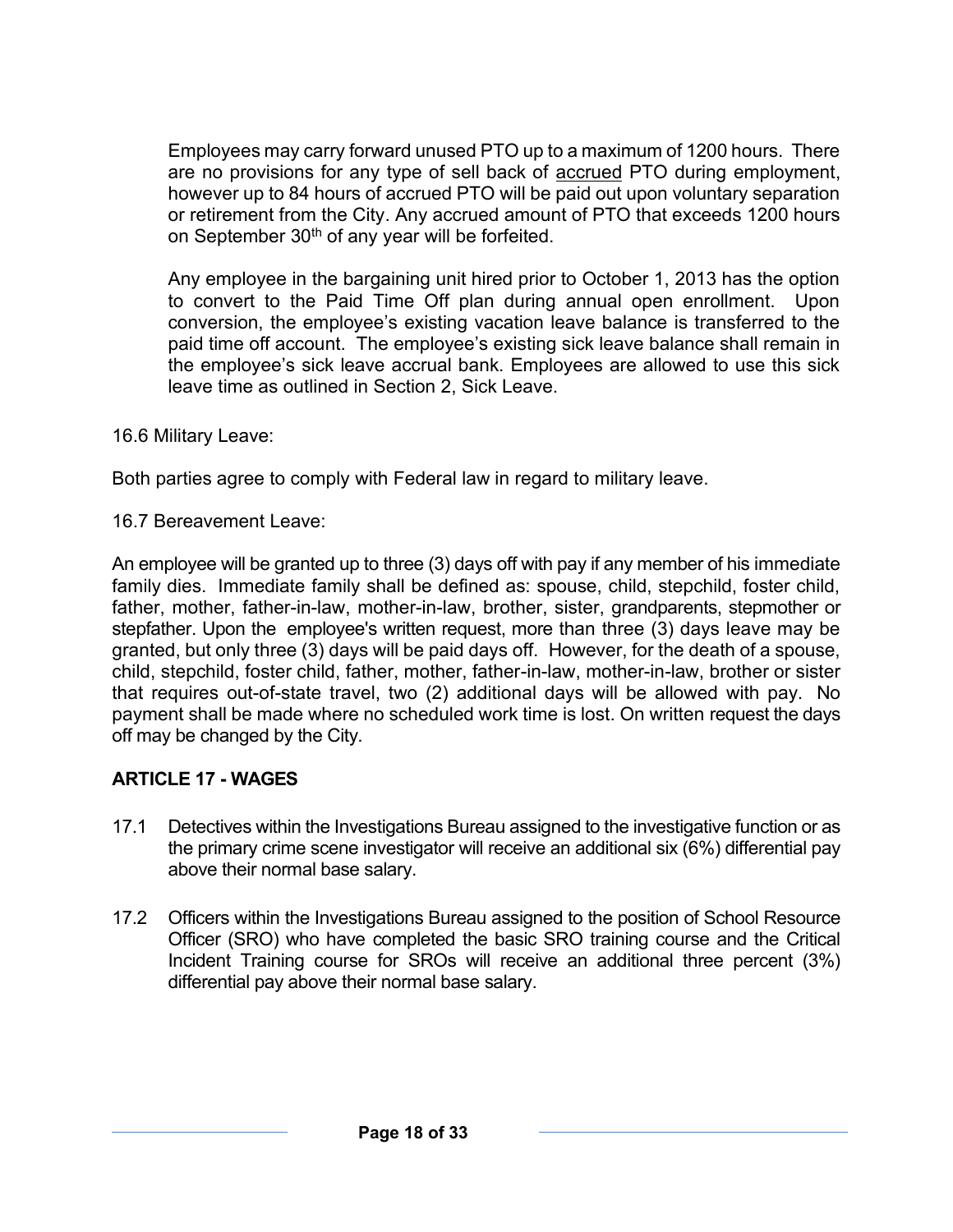Employees may carry forward unused PTO up to a maximum of 1200 hours. There are no provisions for any type of sell back of accrued PTO during employment, however up to 84 hours of accrued PTO will be paid out upon voluntary separation or retirement from the City. Any accrued amount of PTO that exceeds 1200 hours on September 30th of any year will be forfeited.

Any employee in the bargaining unit hired prior to October 1, 2013 has the option to convert to the Paid Time Off plan during annual open enrollment. Upon conversion, the employee's existing vacation leave balance is transferred to the paid time off account. The employee's existing sick leave balance shall remain in the employee's sick leave accrual bank. Employees are allowed to use this sick leave time as outlined in Section 2, Sick Leave.

16.6 Military Leave:

Both parties agree to comply with Federal law in regard to military leave.

16.7 Bereavement Leave:

An employee will be granted up to three (3) days off with pay if any member of his immediate family dies. Immediate family shall be defined as: spouse, child, stepchild, foster child, father, mother, father-in-law, mother-in-law, brother, sister, grandparents, stepmother or stepfather. Upon the employee's written request, more than three (3) days leave may be granted, but only three (3) days will be paid days off. However, for the death of a spouse, child, stepchild, foster child, father, mother, father-in-law, mother-in-law, brother or sister that requires out-of-state travel, two (2) additional days will be allowed with pay. No payment shall be made where no scheduled work time is lost. On written request the days off may be changed by the City.

## ARTICLE 17 - WAGES

17.1 Detectives within the Investigations Bureau assigned to the investigative function or as the primary crime scene investigator will receive an additional six (6%) differential pay above their normal base salary.

17.2 Officers within the Investigations Bureau assigned to the position of School Resource Officer (SRO) who have completed the basic SRO training course and the Critical Incident Training course for SROs will receive an additional three percent (3%) differential pay above their normal base salary.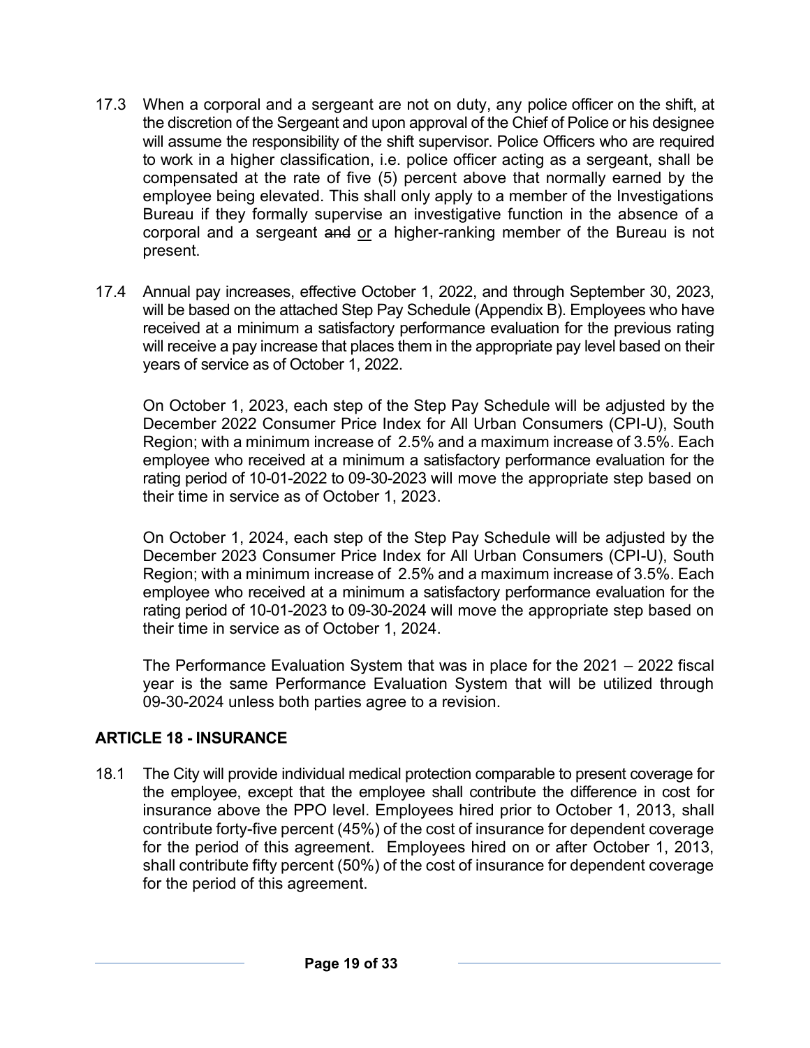17.3 When a corporal and a sergeant are not on duty, any police officer on the shift, at the discretion of the Sergeant and upon approval of the Chief of Police or his designee will assume the responsibility of the shift supervisor. Police Officers who are required to work in a higher classification, i.e. police officer acting as a sergeant, shall be compensated at the rate of five (5) percent above that normally earned by the employee being elevated. This shall only apply to a member of the Investigations Bureau if they formally supervise an investigative function in the absence of a corporal and a sergeant ~~and~~ <u>or</u> a higher-ranking member of the Bureau is not present.

17.4 Annual pay increases, effective October 1, 2022, and through September 30, 2023, will be based on the attached Step Pay Schedule (Appendix B). Employees who have received at a minimum a satisfactory performance evaluation for the previous rating will receive a pay increase that places them in the appropriate pay level based on their years of service as of October 1, 2022.

On October 1, 2023, each step of the Step Pay Schedule will be adjusted by the December 2022 Consumer Price Index for All Urban Consumers (CPI-U), South Region; with a minimum increase of 2.5% and a maximum increase of 3.5%. Each employee who received at a minimum a satisfactory performance evaluation for the rating period of 10-01-2022 to 09-30-2023 will move the appropriate step based on their time in service as of October 1, 2023.

On October 1, 2024, each step of the Step Pay Schedule will be adjusted by the December 2023 Consumer Price Index for All Urban Consumers (CPI-U), South Region; with a minimum increase of 2.5% and a maximum increase of 3.5%. Each employee who received at a minimum a satisfactory performance evaluation for the rating period of 10-01-2023 to 09-30-2024 will move the appropriate step based on their time in service as of October 1, 2024.

The Performance Evaluation System that was in place for the 2021 – 2022 fiscal year is the same Performance Evaluation System that will be utilized through 09-30-2024 unless both parties agree to a revision.

## ARTICLE 18 - INSURANCE

18.1 The City will provide individual medical protection comparable to present coverage for the employee, except that the employee shall contribute the difference in cost for insurance above the PPO level. Employees hired prior to October 1, 2013, shall contribute forty-five percent (45%) of the cost of insurance for dependent coverage for the period of this agreement. Employees hired on or after October 1, 2013, shall contribute fifty percent (50%) of the cost of insurance for dependent coverage for the period of this agreement.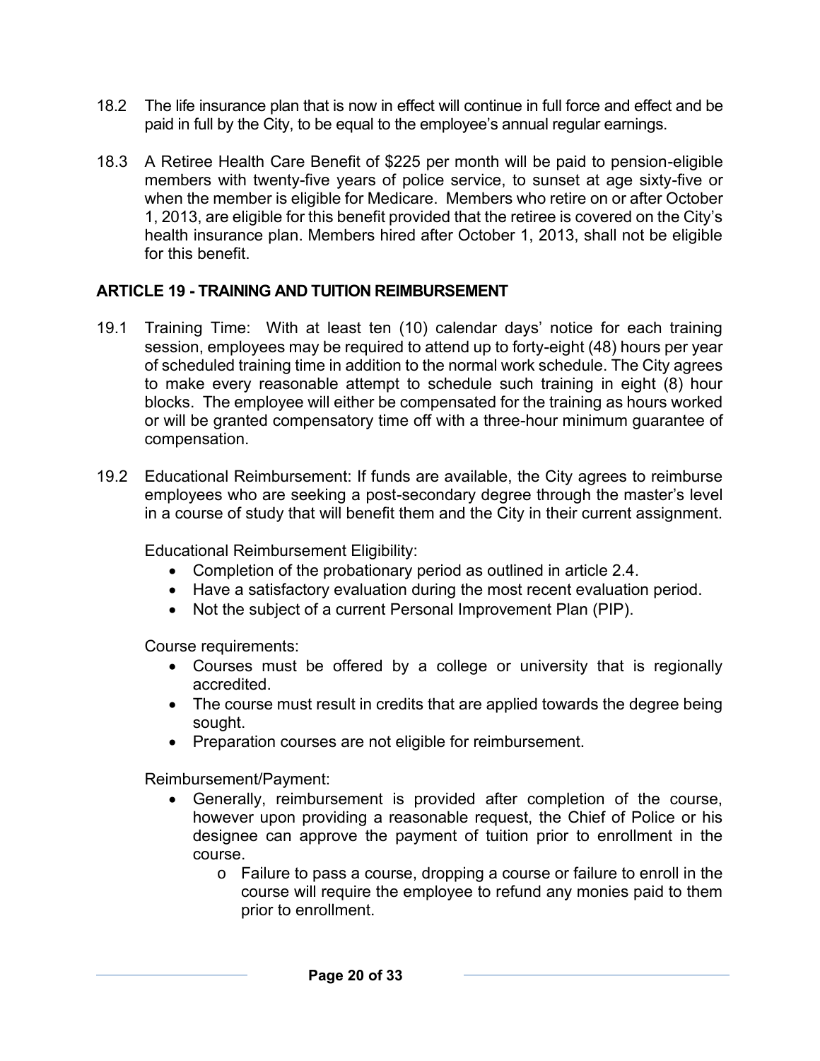18.2 The life insurance plan that is now in effect will continue in full force and effect and be paid in full by the City, to be equal to the employee's annual regular earnings.

18.3 A Retiree Health Care Benefit of $225 per month will be paid to pension-eligible members with twenty-five years of police service, to sunset at age sixty-five or when the member is eligible for Medicare. Members who retire on or after October 1, 2013, are eligible for this benefit provided that the retiree is covered on the City's health insurance plan. Members hired after October 1, 2013, shall not be eligible for this benefit.

## ARTICLE 19 - TRAINING AND TUITION REIMBURSEMENT

19.1 Training Time: With at least ten (10) calendar days' notice for each training session, employees may be required to attend up to forty-eight (48) hours per year of scheduled training time in addition to the normal work schedule. The City agrees to make every reasonable attempt to schedule such training in eight (8) hour blocks. The employee will either be compensated for the training as hours worked or will be granted compensatory time off with a three-hour minimum guarantee of compensation.

19.2 Educational Reimbursement: If funds are available, the City agrees to reimburse employees who are seeking a post-secondary degree through the master's level in a course of study that will benefit them and the City in their current assignment.

Educational Reimbursement Eligibility:

- Completion of the probationary period as outlined in article 2.4.
- Have a satisfactory evaluation during the most recent evaluation period.
- Not the subject of a current Personal Improvement Plan (PIP).

Course requirements:

- Courses must be offered by a college or university that is regionally accredited.
- The course must result in credits that are applied towards the degree being sought.
- Preparation courses are not eligible for reimbursement.

Reimbursement/Payment:

- Generally, reimbursement is provided after completion of the course, however upon providing a reasonable request, the Chief of Police or his designee can approve the payment of tuition prior to enrollment in the course.
  - Failure to pass a course, dropping a course or failure to enroll in the course will require the employee to refund any monies paid to them prior to enrollment.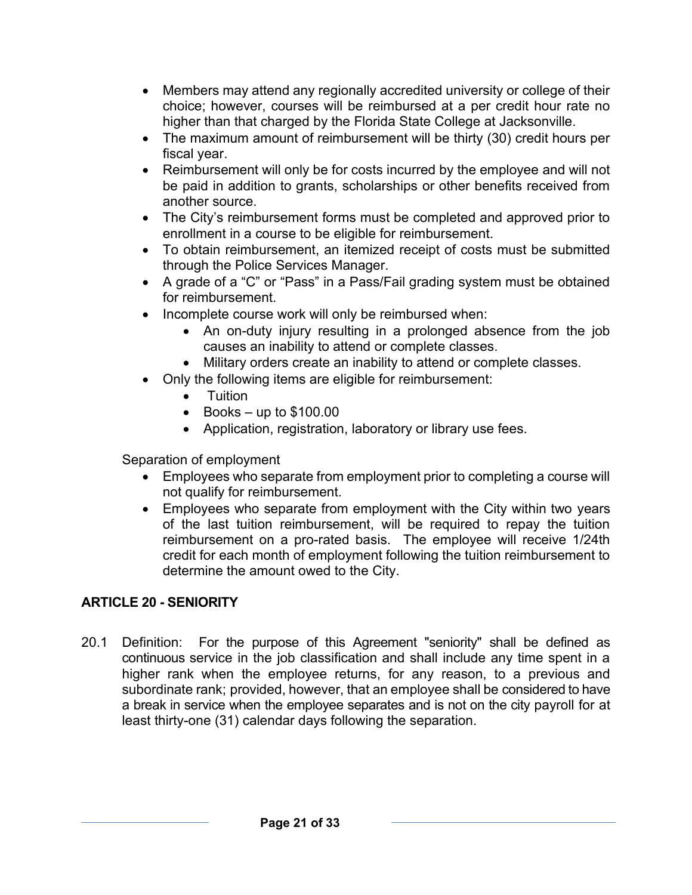- Members may attend any regionally accredited university or college of their choice; however, courses will be reimbursed at a per credit hour rate no higher than that charged by the Florida State College at Jacksonville.
- The maximum amount of reimbursement will be thirty (30) credit hours per fiscal year.
- Reimbursement will only be for costs incurred by the employee and will not be paid in addition to grants, scholarships or other benefits received from another source.
- The City's reimbursement forms must be completed and approved prior to enrollment in a course to be eligible for reimbursement.
- To obtain reimbursement, an itemized receipt of costs must be submitted through the Police Services Manager.
- A grade of a "C" or "Pass" in a Pass/Fail grading system must be obtained for reimbursement.
- Incomplete course work will only be reimbursed when:
    - An on-duty injury resulting in a prolonged absence from the job causes an inability to attend or complete classes.
    - Military orders create an inability to attend or complete classes.
- Only the following items are eligible for reimbursement:
    - Tuition
    - Books – up to $100.00
    - Application, registration, laboratory or library use fees.

Separation of employment

- Employees who separate from employment prior to completing a course will not qualify for reimbursement.
- Employees who separate from employment with the City within two years of the last tuition reimbursement, will be required to repay the tuition reimbursement on a pro-rated basis. The employee will receive 1/24th credit for each month of employment following the tuition reimbursement to determine the amount owed to the City.

## ARTICLE 20 - SENIORITY

20.1 Definition: For the purpose of this Agreement "seniority" shall be defined as continuous service in the job classification and shall include any time spent in a higher rank when the employee returns, for any reason, to a previous and subordinate rank; provided, however, that an employee shall be considered to have a break in service when the employee separates and is not on the city payroll for at least thirty-one (31) calendar days following the separation.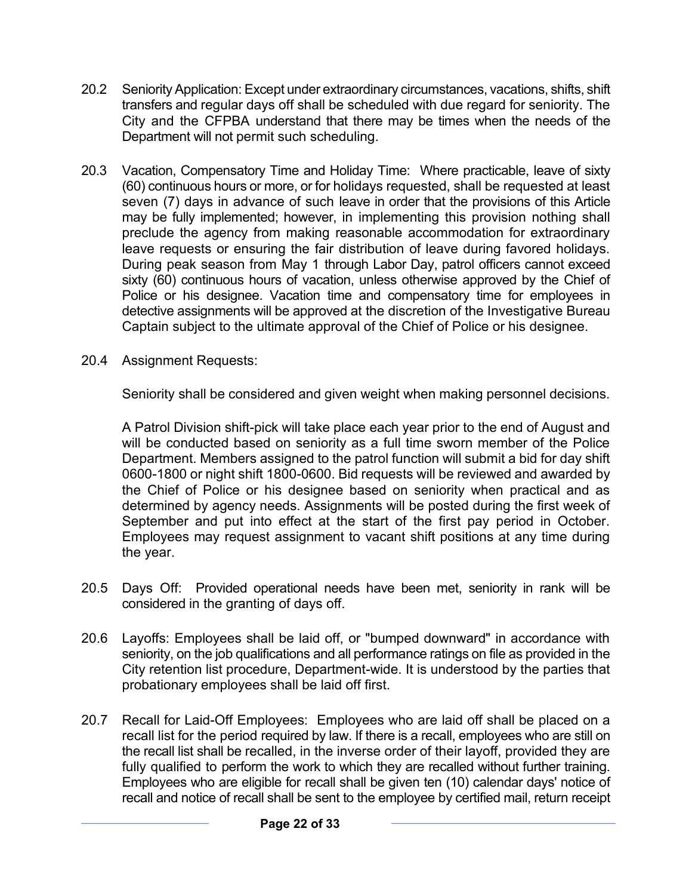20.2 Seniority Application: Except under extraordinary circumstances, vacations, shifts, shift transfers and regular days off shall be scheduled with due regard for seniority. The City and the CFPBA understand that there may be times when the needs of the Department will not permit such scheduling.

20.3 Vacation, Compensatory Time and Holiday Time: Where practicable, leave of sixty (60) continuous hours or more, or for holidays requested, shall be requested at least seven (7) days in advance of such leave in order that the provisions of this Article may be fully implemented; however, in implementing this provision nothing shall preclude the agency from making reasonable accommodation for extraordinary leave requests or ensuring the fair distribution of leave during favored holidays. During peak season from May 1 through Labor Day, patrol officers cannot exceed sixty (60) continuous hours of vacation, unless otherwise approved by the Chief of Police or his designee. Vacation time and compensatory time for employees in detective assignments will be approved at the discretion of the Investigative Bureau Captain subject to the ultimate approval of the Chief of Police or his designee.

20.4 Assignment Requests:

Seniority shall be considered and given weight when making personnel decisions.

A Patrol Division shift-pick will take place each year prior to the end of August and will be conducted based on seniority as a full time sworn member of the Police Department. Members assigned to the patrol function will submit a bid for day shift 0600-1800 or night shift 1800-0600. Bid requests will be reviewed and awarded by the Chief of Police or his designee based on seniority when practical and as determined by agency needs. Assignments will be posted during the first week of September and put into effect at the start of the first pay period in October. Employees may request assignment to vacant shift positions at any time during the year.

20.5 Days Off: Provided operational needs have been met, seniority in rank will be considered in the granting of days off.

20.6 Layoffs: Employees shall be laid off, or "bumped downward" in accordance with seniority, on the job qualifications and all performance ratings on file as provided in the City retention list procedure, Department-wide. It is understood by the parties that probationary employees shall be laid off first.

20.7 Recall for Laid-Off Employees: Employees who are laid off shall be placed on a recall list for the period required by law. If there is a recall, employees who are still on the recall list shall be recalled, in the inverse order of their layoff, provided they are fully qualified to perform the work to which they are recalled without further training. Employees who are eligible for recall shall be given ten (10) calendar days' notice of recall and notice of recall shall be sent to the employee by certified mail, return receipt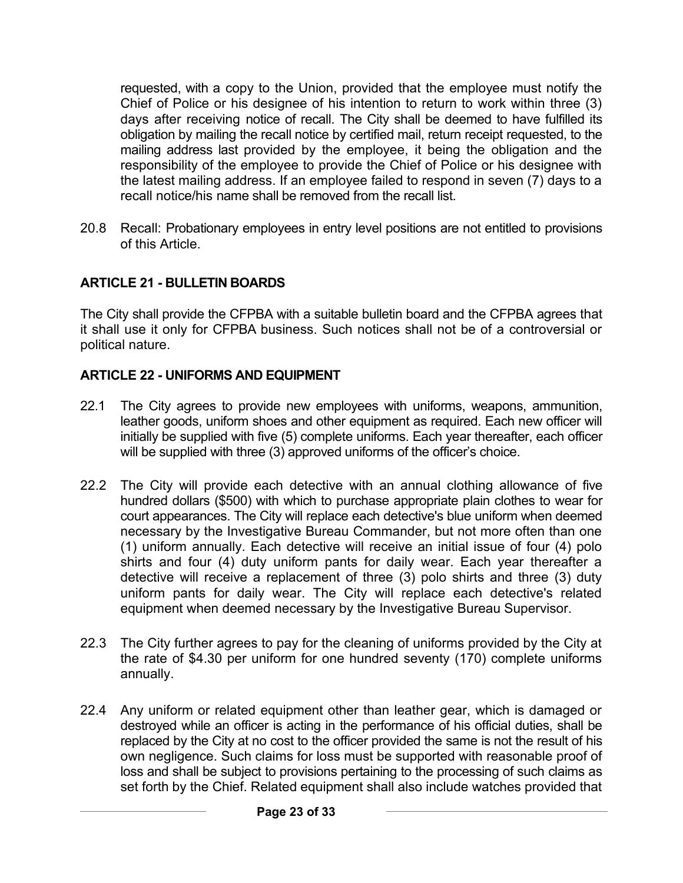requested, with a copy to the Union, provided that the employee must notify the Chief of Police or his designee of his intention to return to work within three (3) days after receiving notice of recall. The City shall be deemed to have fulfilled its obligation by mailing the recall notice by certified mail, return receipt requested, to the mailing address last provided by the employee, it being the obligation and the responsibility of the employee to provide the Chief of Police or his designee with the latest mailing address. If an employee failed to respond in seven (7) days to a recall notice/his name shall be removed from the recall list.

20.8 Recall: Probationary employees in entry level positions are not entitled to provisions of this Article.

## ARTICLE 21 - BULLETIN BOARDS

The City shall provide the CFPBA with a suitable bulletin board and the CFPBA agrees that it shall use it only for CFPBA business. Such notices shall not be of a controversial or political nature.

## ARTICLE 22 - UNIFORMS AND EQUIPMENT

22.1 The City agrees to provide new employees with uniforms, weapons, ammunition, leather goods, uniform shoes and other equipment as required. Each new officer will initially be supplied with five (5) complete uniforms. Each year thereafter, each officer will be supplied with three (3) approved uniforms of the officer's choice.

22.2 The City will provide each detective with an annual clothing allowance of five hundred dollars ($500) with which to purchase appropriate plain clothes to wear for court appearances. The City will replace each detective's blue uniform when deemed necessary by the Investigative Bureau Commander, but not more often than one (1) uniform annually. Each detective will receive an initial issue of four (4) polo shirts and four (4) duty uniform pants for daily wear. Each year thereafter a detective will receive a replacement of three (3) polo shirts and three (3) duty uniform pants for daily wear. The City will replace each detective's related equipment when deemed necessary by the Investigative Bureau Supervisor.

22.3 The City further agrees to pay for the cleaning of uniforms provided by the City at the rate of $4.30 per uniform for one hundred seventy (170) complete uniforms annually.

22.4 Any uniform or related equipment other than leather gear, which is damaged or destroyed while an officer is acting in the performance of his official duties, shall be replaced by the City at no cost to the officer provided the same is not the result of his own negligence. Such claims for loss must be supported with reasonable proof of loss and shall be subject to provisions pertaining to the processing of such claims as set forth by the Chief. Related equipment shall also include watches provided that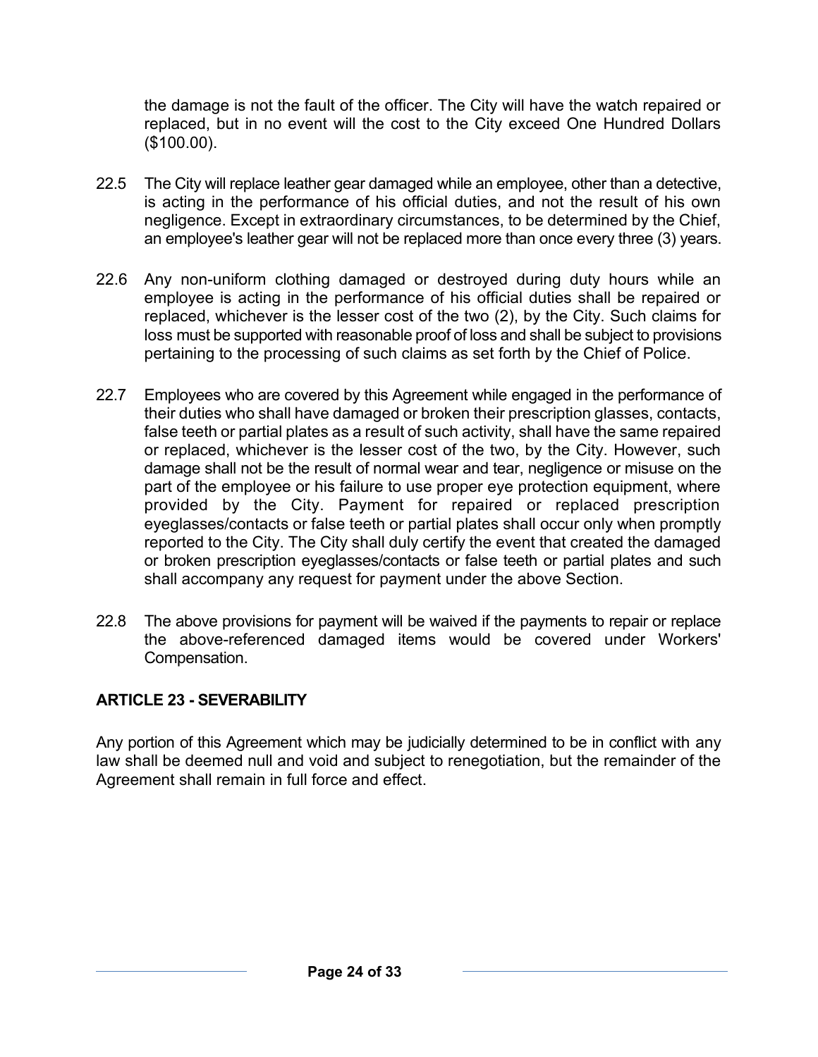the damage is not the fault of the officer. The City will have the watch repaired or replaced, but in no event will the cost to the City exceed One Hundred Dollars ($100.00).

22.5 The City will replace leather gear damaged while an employee, other than a detective, is acting in the performance of his official duties, and not the result of his own negligence. Except in extraordinary circumstances, to be determined by the Chief, an employee's leather gear will not be replaced more than once every three (3) years.

22.6 Any non-uniform clothing damaged or destroyed during duty hours while an employee is acting in the performance of his official duties shall be repaired or replaced, whichever is the lesser cost of the two (2), by the City. Such claims for loss must be supported with reasonable proof of loss and shall be subject to provisions pertaining to the processing of such claims as set forth by the Chief of Police.

22.7 Employees who are covered by this Agreement while engaged in the performance of their duties who shall have damaged or broken their prescription glasses, contacts, false teeth or partial plates as a result of such activity, shall have the same repaired or replaced, whichever is the lesser cost of the two, by the City. However, such damage shall not be the result of normal wear and tear, negligence or misuse on the part of the employee or his failure to use proper eye protection equipment, where provided by the City. Payment for repaired or replaced prescription eyeglasses/contacts or false teeth or partial plates shall occur only when promptly reported to the City. The City shall duly certify the event that created the damaged or broken prescription eyeglasses/contacts or false teeth or partial plates and such shall accompany any request for payment under the above Section.

22.8 The above provisions for payment will be waived if the payments to repair or replace the above-referenced damaged items would be covered under Workers' Compensation.

## ARTICLE 23 - SEVERABILITY

Any portion of this Agreement which may be judicially determined to be in conflict with any law shall be deemed null and void and subject to renegotiation, but the remainder of the Agreement shall remain in full force and effect.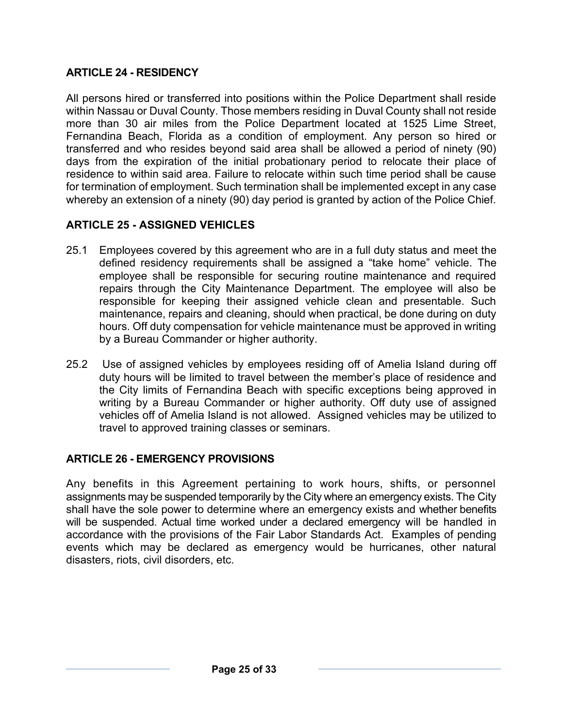## ARTICLE 24 - RESIDENCY

All persons hired or transferred into positions within the Police Department shall reside within Nassau or Duval County. Those members residing in Duval County shall not reside more than 30 air miles from the Police Department located at 1525 Lime Street, Fernandina Beach, Florida as a condition of employment. Any person so hired or transferred and who resides beyond said area shall be allowed a period of ninety (90) days from the expiration of the initial probationary period to relocate their place of residence to within said area. Failure to relocate within such time period shall be cause for termination of employment. Such termination shall be implemented except in any case whereby an extension of a ninety (90) day period is granted by action of the Police Chief.

## ARTICLE 25 - ASSIGNED VEHICLES

25.1 Employees covered by this agreement who are in a full duty status and meet the defined residency requirements shall be assigned a "take home" vehicle. The employee shall be responsible for securing routine maintenance and required repairs through the City Maintenance Department. The employee will also be responsible for keeping their assigned vehicle clean and presentable. Such maintenance, repairs and cleaning, should when practical, be done during on duty hours. Off duty compensation for vehicle maintenance must be approved in writing by a Bureau Commander or higher authority.

25.2 Use of assigned vehicles by employees residing off of Amelia Island during off duty hours will be limited to travel between the member's place of residence and the City limits of Fernandina Beach with specific exceptions being approved in writing by a Bureau Commander or higher authority. Off duty use of assigned vehicles off of Amelia Island is not allowed. Assigned vehicles may be utilized to travel to approved training classes or seminars.

## ARTICLE 26 - EMERGENCY PROVISIONS

Any benefits in this Agreement pertaining to work hours, shifts, or personnel assignments may be suspended temporarily by the City where an emergency exists. The City shall have the sole power to determine where an emergency exists and whether benefits will be suspended. Actual time worked under a declared emergency will be handled in accordance with the provisions of the Fair Labor Standards Act. Examples of pending events which may be declared as emergency would be hurricanes, other natural disasters, riots, civil disorders, etc.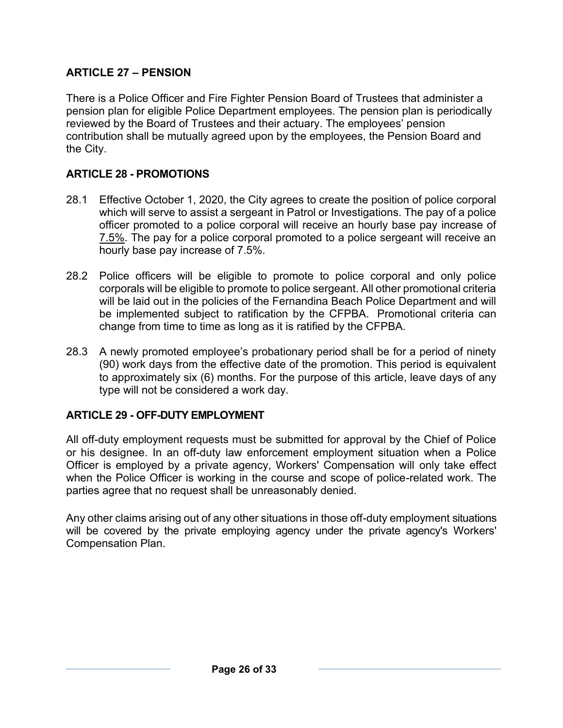## ARTICLE 27 – PENSION

There is a Police Officer and Fire Fighter Pension Board of Trustees that administer a pension plan for eligible Police Department employees. The pension plan is periodically reviewed by the Board of Trustees and their actuary. The employees' pension contribution shall be mutually agreed upon by the employees, the Pension Board and the City.

## ARTICLE 28 - PROMOTIONS

28.1 Effective October 1, 2020, the City agrees to create the position of police corporal which will serve to assist a sergeant in Patrol or Investigations. The pay of a police officer promoted to a police corporal will receive an hourly base pay increase of 7.5%. The pay for a police corporal promoted to a police sergeant will receive an hourly base pay increase of 7.5%.

28.2 Police officers will be eligible to promote to police corporal and only police corporals will be eligible to promote to police sergeant. All other promotional criteria will be laid out in the policies of the Fernandina Beach Police Department and will be implemented subject to ratification by the CFPBA. Promotional criteria can change from time to time as long as it is ratified by the CFPBA.

28.3 A newly promoted employee's probationary period shall be for a period of ninety (90) work days from the effective date of the promotion. This period is equivalent to approximately six (6) months. For the purpose of this article, leave days of any type will not be considered a work day.

## ARTICLE 29 - OFF-DUTY EMPLOYMENT

All off-duty employment requests must be submitted for approval by the Chief of Police or his designee. In an off-duty law enforcement employment situation when a Police Officer is employed by a private agency, Workers' Compensation will only take effect when the Police Officer is working in the course and scope of police-related work. The parties agree that no request shall be unreasonably denied.

Any other claims arising out of any other situations in those off-duty employment situations will be covered by the private employing agency under the private agency's Workers' Compensation Plan.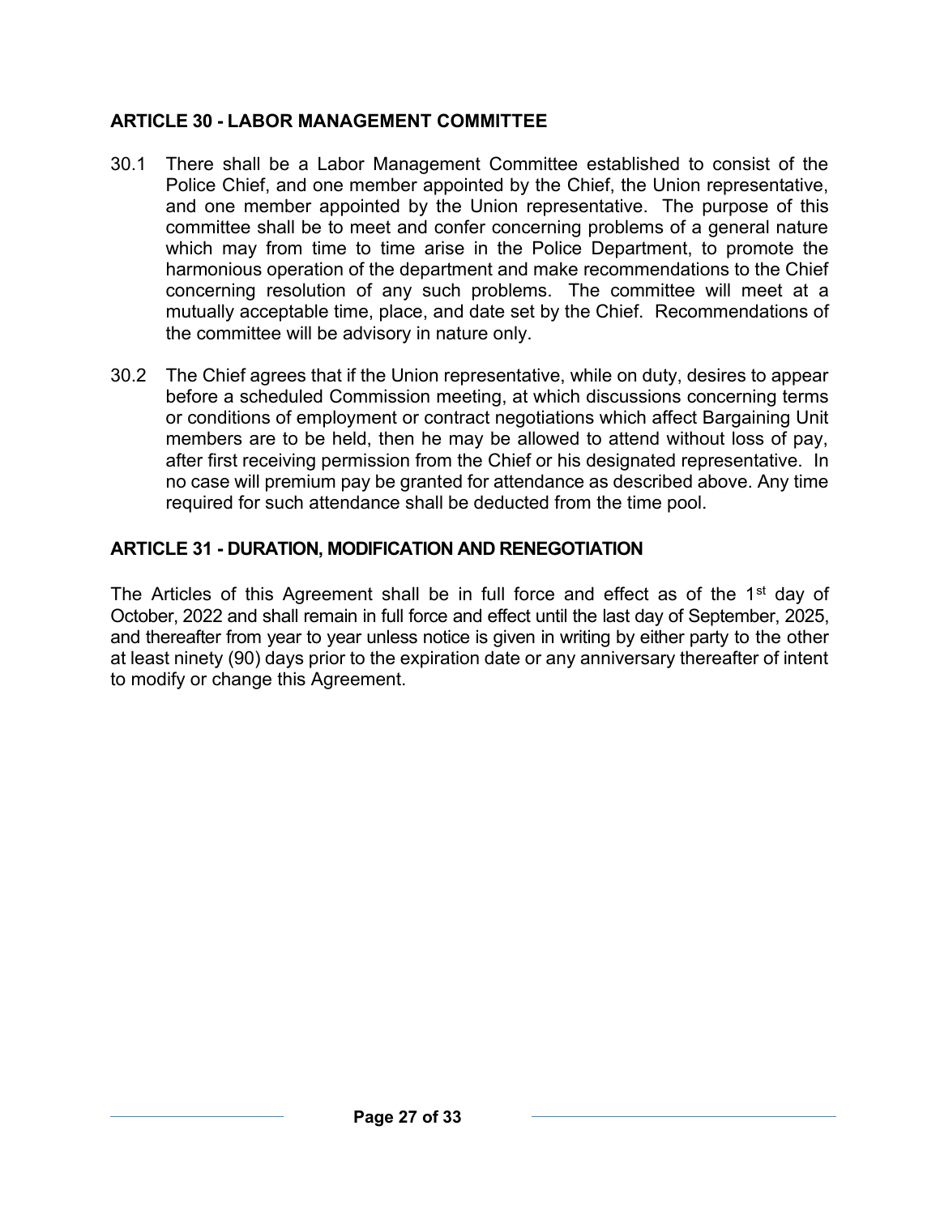## ARTICLE 30 - LABOR MANAGEMENT COMMITTEE

30.1 There shall be a Labor Management Committee established to consist of the Police Chief, and one member appointed by the Chief, the Union representative, and one member appointed by the Union representative. The purpose of this committee shall be to meet and confer concerning problems of a general nature which may from time to time arise in the Police Department, to promote the harmonious operation of the department and make recommendations to the Chief concerning resolution of any such problems. The committee will meet at a mutually acceptable time, place, and date set by the Chief. Recommendations of the committee will be advisory in nature only.

30.2 The Chief agrees that if the Union representative, while on duty, desires to appear before a scheduled Commission meeting, at which discussions concerning terms or conditions of employment or contract negotiations which affect Bargaining Unit members are to be held, then he may be allowed to attend without loss of pay, after first receiving permission from the Chief or his designated representative. In no case will premium pay be granted for attendance as described above. Any time required for such attendance shall be deducted from the time pool.

## ARTICLE 31 - DURATION, MODIFICATION AND RENEGOTIATION

The Articles of this Agreement shall be in full force and effect as of the 1st day of October, 2022 and shall remain in full force and effect until the last day of September, 2025, and thereafter from year to year unless notice is given in writing by either party to the other at least ninety (90) days prior to the expiration date or any anniversary thereafter of intent to modify or change this Agreement.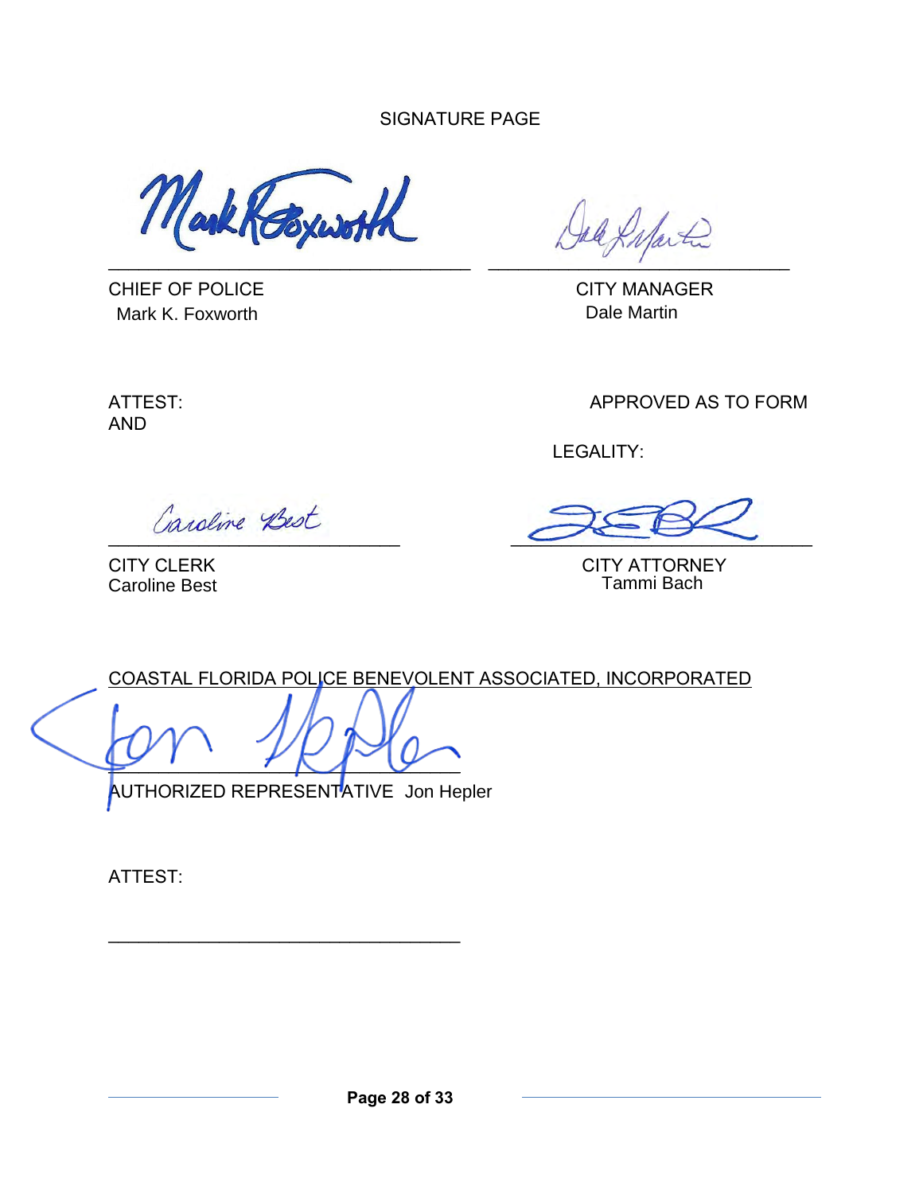SIGNATURE PAGE

| | |
|---|---|
| \_\_\_\_\_\_\_\_\_\_\_\_\_\_\_\_\_\_\_\_\_\_\_\_\_\_\_\_\_\_ | \_\_\_\_\_\_\_\_\_\_\_\_\_\_\_\_\_\_\_\_\_\_\_\_\_\_\_\_\_\_ |
| CHIEF OF POLICE<br>Mark K. Foxworth | CITY MANAGER<br>Dale Martin |
| ATTEST:<br>AND | APPROVED AS TO FORM<br>LEGALITY: |
| \_\_\_\_\_\_\_\_\_\_\_\_\_\_\_\_\_\_\_\_\_\_\_\_\_\_\_\_\_\_ | \_\_\_\_\_\_\_\_\_\_\_\_\_\_\_\_\_\_\_\_\_\_\_\_\_\_\_\_\_\_ |
| CITY CLERK<br>Caroline Best | CITY ATTORNEY<br>Tammi Bach |

<u>COASTAL FLORIDA POLICE BENEVOLENT ASSOCIATED, INCORPORATED</u>

\_\_\_\_\_\_\_\_\_\_\_\_\_\_\_\_\_\_\_\_\_\_\_\_\_\_\_\_\_\_\_\_\_\_\_\_

AUTHORIZED REPRESENTATIVE Jon Hepler

ATTEST:

\_\_\_\_\_\_\_\_\_\_\_\_\_\_\_\_\_\_\_\_\_\_\_\_\_\_\_\_\_\_\_\_\_\_\_\_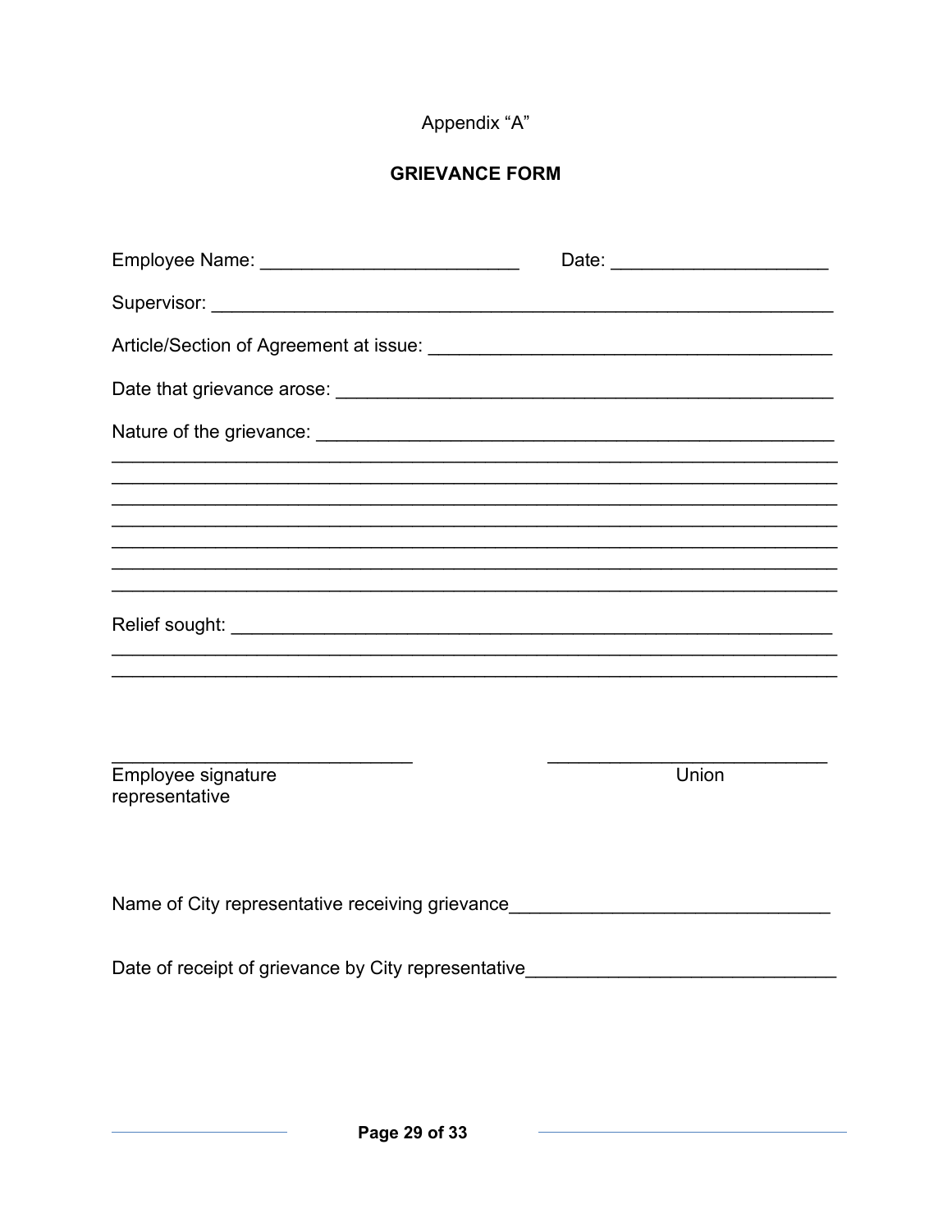Appendix “A”

**GRIEVANCE FORM**

Employee Name: _________________________ Date: _____________________

Supervisor: ______________________________________________________________

Article/Section of Agreement at issue: ______________________________________

Date that grievance arose: _______________________________________________

Nature of the grievance: _________________________________________________

_______________________________________________________________________

_______________________________________________________________________

_______________________________________________________________________

_______________________________________________________________________

_______________________________________________________________________

_______________________________________________________________________

_______________________________________________________________________

Relief sought: ___________________________________________________________

_______________________________________________________________________

_______________________________________________________________________

______________________________ ___________________________

Employee signature Union
representative

Name of City representative receiving grievance______________________________

Date of receipt of grievance by City representative_____________________________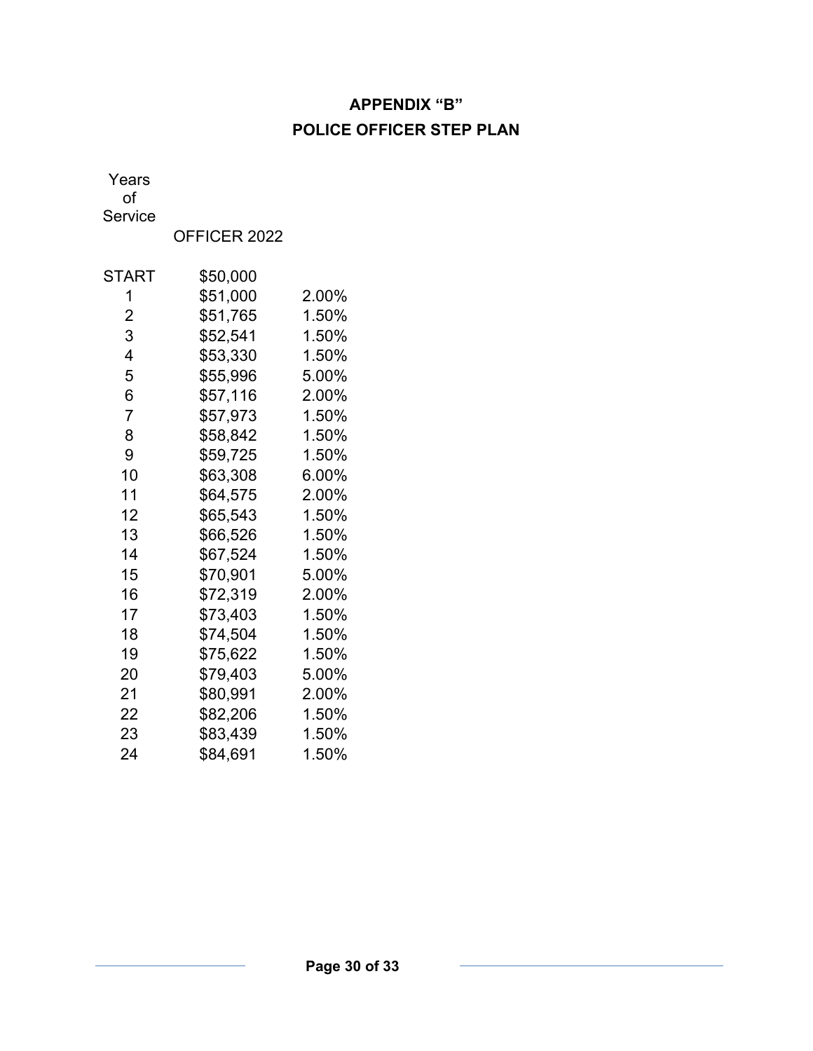# APPENDIX "B"

## POLICE OFFICER STEP PLAN

| Years of Service | OFFICER 2022 | |
|---|---|---|
| START | $50,000 | |
| 1 | $51,000 | 2.00% |
| 2 | $51,765 | 1.50% |
| 3 | $52,541 | 1.50% |
| 4 | $53,330 | 1.50% |
| 5 | $55,996 | 5.00% |
| 6 | $57,116 | 2.00% |
| 7 | $57,973 | 1.50% |
| 8 | $58,842 | 1.50% |
| 9 | $59,725 | 1.50% |
| 10 | $63,308 | 6.00% |
| 11 | $64,575 | 2.00% |
| 12 | $65,543 | 1.50% |
| 13 | $66,526 | 1.50% |
| 14 | $67,524 | 1.50% |
| 15 | $70,901 | 5.00% |
| 16 | $72,319 | 2.00% |
| 17 | $73,403 | 1.50% |
| 18 | $74,504 | 1.50% |
| 19 | $75,622 | 1.50% |
| 20 | $79,403 | 5.00% |
| 21 | $80,991 | 2.00% |
| 22 | $82,206 | 1.50% |
| 23 | $83,439 | 1.50% |
| 24 | $84,691 | 1.50% |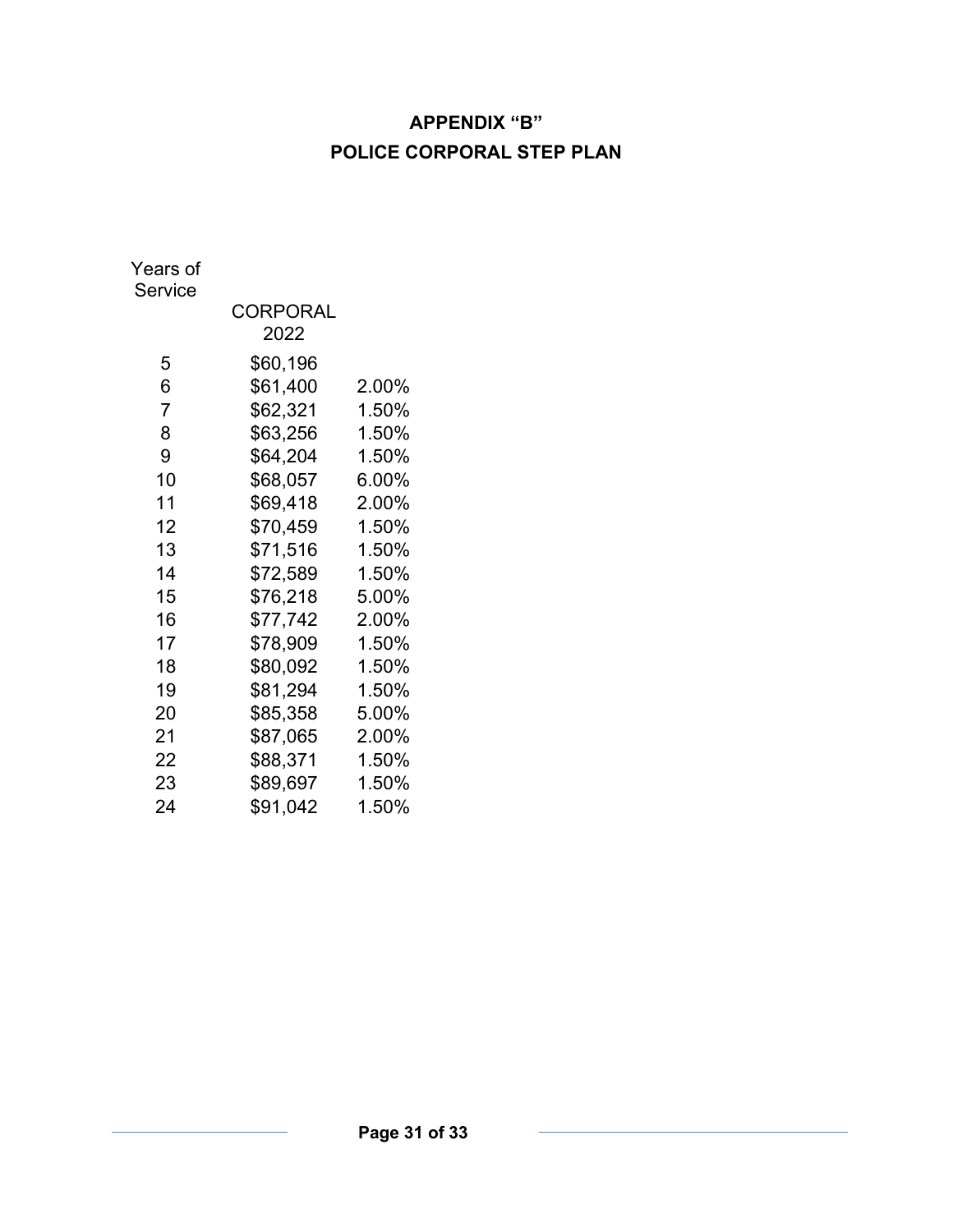## APPENDIX "B"

## POLICE CORPORAL STEP PLAN

| Years of Service | CORPORAL 2022 | |
|---|---|---|
| 5 | $60,196 | |
| 6 | $61,400 | 2.00% |
| 7 | $62,321 | 1.50% |
| 8 | $63,256 | 1.50% |
| 9 | $64,204 | 1.50% |
| 10 | $68,057 | 6.00% |
| 11 | $69,418 | 2.00% |
| 12 | $70,459 | 1.50% |
| 13 | $71,516 | 1.50% |
| 14 | $72,589 | 1.50% |
| 15 | $76,218 | 5.00% |
| 16 | $77,742 | 2.00% |
| 17 | $78,909 | 1.50% |
| 18 | $80,092 | 1.50% |
| 19 | $81,294 | 1.50% |
| 20 | $85,358 | 5.00% |
| 21 | $87,065 | 2.00% |
| 22 | $88,371 | 1.50% |
| 23 | $89,697 | 1.50% |
| 24 | $91,042 | 1.50% |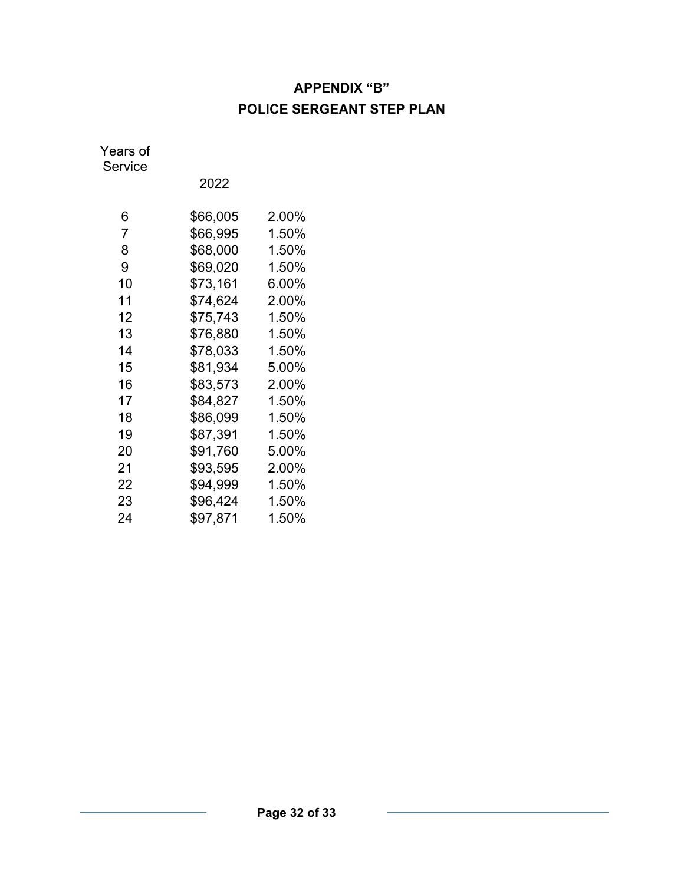# APPENDIX "B"

## POLICE SERGEANT STEP PLAN

| Years of Service | 2022 | |
|---|---|---|
| 6 | $66,005 | 2.00% |
| 7 | $66,995 | 1.50% |
| 8 | $68,000 | 1.50% |
| 9 | $69,020 | 1.50% |
| 10 | $73,161 | 6.00% |
| 11 | $74,624 | 2.00% |
| 12 | $75,743 | 1.50% |
| 13 | $76,880 | 1.50% |
| 14 | $78,033 | 1.50% |
| 15 | $81,934 | 5.00% |
| 16 | $83,573 | 2.00% |
| 17 | $84,827 | 1.50% |
| 18 | $86,099 | 1.50% |
| 19 | $87,391 | 1.50% |
| 20 | $91,760 | 5.00% |
| 21 | $93,595 | 2.00% |
| 22 | $94,999 | 1.50% |
| 23 | $96,424 | 1.50% |
| 24 | $97,871 | 1.50% |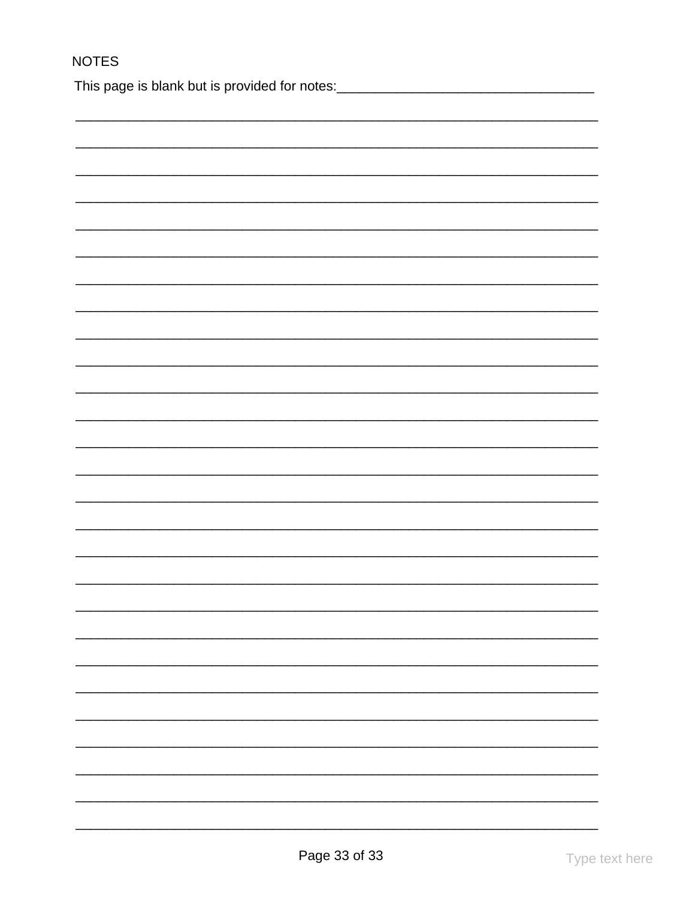NOTES

This page is blank but is provided for notes:___________________________________

_________________________________________________________________________

_________________________________________________________________________

_________________________________________________________________________

_________________________________________________________________________

_________________________________________________________________________

_________________________________________________________________________

_________________________________________________________________________

_________________________________________________________________________

_________________________________________________________________________

_________________________________________________________________________

_________________________________________________________________________

_________________________________________________________________________

_________________________________________________________________________

_________________________________________________________________________

_________________________________________________________________________

_________________________________________________________________________

_________________________________________________________________________

_________________________________________________________________________

_________________________________________________________________________

_________________________________________________________________________

_________________________________________________________________________

_________________________________________________________________________

_________________________________________________________________________

_________________________________________________________________________

_________________________________________________________________________

_________________________________________________________________________

_________________________________________________________________________

Type text here